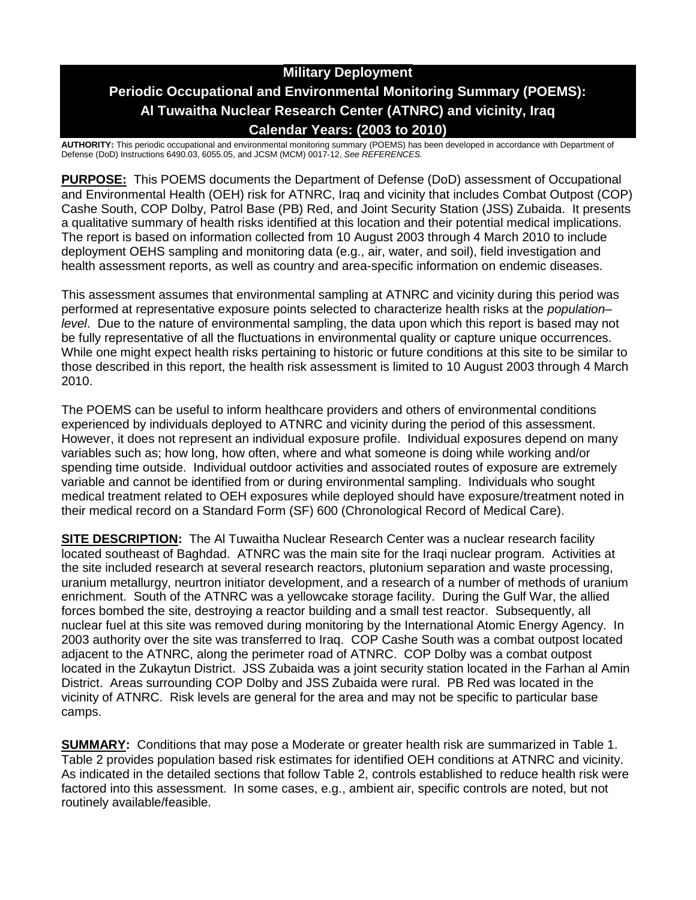# Military Deployment

# Periodic Occupational and Environmental Monitoring Summary (POEMS): Al Tuwaitha Nuclear Research Center (ATNRC) and vicinity, Iraq

# Calendar Years: (2003 to 2010)

**AUTHORITY:** This periodic occupational and environmental monitoring summary (POEMS) has been developed in accordance with Department of Defense (DoD) Instructions 6490.03, 6055.05, and JCSM (MCM) 0017-12, *See REFERENCES.*

**PURPOSE:** This POEMS documents the Department of Defense (DoD) assessment of Occupational and Environmental Health (OEH) risk for ATNRC, Iraq and vicinity that includes Combat Outpost (COP) Cashe South, COP Dolby, Patrol Base (PB) Red, and Joint Security Station (JSS) Zubaida. It presents a qualitative summary of health risks identified at this location and their potential medical implications. The report is based on information collected from 10 August 2003 through 4 March 2010 to include deployment OEHS sampling and monitoring data (e.g., air, water, and soil), field investigation and health assessment reports, as well as country and area-specific information on endemic diseases.

This assessment assumes that environmental sampling at ATNRC and vicinity during this period was performed at representative exposure points selected to characterize health risks at the *population–level*. Due to the nature of environmental sampling, the data upon which this report is based may not be fully representative of all the fluctuations in environmental quality or capture unique occurrences. While one might expect health risks pertaining to historic or future conditions at this site to be similar to those described in this report, the health risk assessment is limited to 10 August 2003 through 4 March 2010.

The POEMS can be useful to inform healthcare providers and others of environmental conditions experienced by individuals deployed to ATNRC and vicinity during the period of this assessment. However, it does not represent an individual exposure profile. Individual exposures depend on many variables such as; how long, how often, where and what someone is doing while working and/or spending time outside. Individual outdoor activities and associated routes of exposure are extremely variable and cannot be identified from or during environmental sampling. Individuals who sought medical treatment related to OEH exposures while deployed should have exposure/treatment noted in their medical record on a Standard Form (SF) 600 (Chronological Record of Medical Care).

**SITE DESCRIPTION:** The Al Tuwaitha Nuclear Research Center was a nuclear research facility located southeast of Baghdad. ATNRC was the main site for the Iraqi nuclear program. Activities at the site included research at several research reactors, plutonium separation and waste processing, uranium metallurgy, neurtron initiator development, and a research of a number of methods of uranium enrichment. South of the ATNRC was a yellowcake storage facility. During the Gulf War, the allied forces bombed the site, destroying a reactor building and a small test reactor. Subsequently, all nuclear fuel at this site was removed during monitoring by the International Atomic Energy Agency. In 2003 authority over the site was transferred to Iraq. COP Cashe South was a combat outpost located adjacent to the ATNRC, along the perimeter road of ATNRC. COP Dolby was a combat outpost located in the Zukaytun District. JSS Zubaida was a joint security station located in the Farhan al Amin District. Areas surrounding COP Dolby and JSS Zubaida were rural. PB Red was located in the vicinity of ATNRC. Risk levels are general for the area and may not be specific to particular base camps.

**SUMMARY:** Conditions that may pose a Moderate or greater health risk are summarized in Table 1. Table 2 provides population based risk estimates for identified OEH conditions at ATNRC and vicinity. As indicated in the detailed sections that follow Table 2, controls established to reduce health risk were factored into this assessment. In some cases, e.g., ambient air, specific controls are noted, but not routinely available/feasible.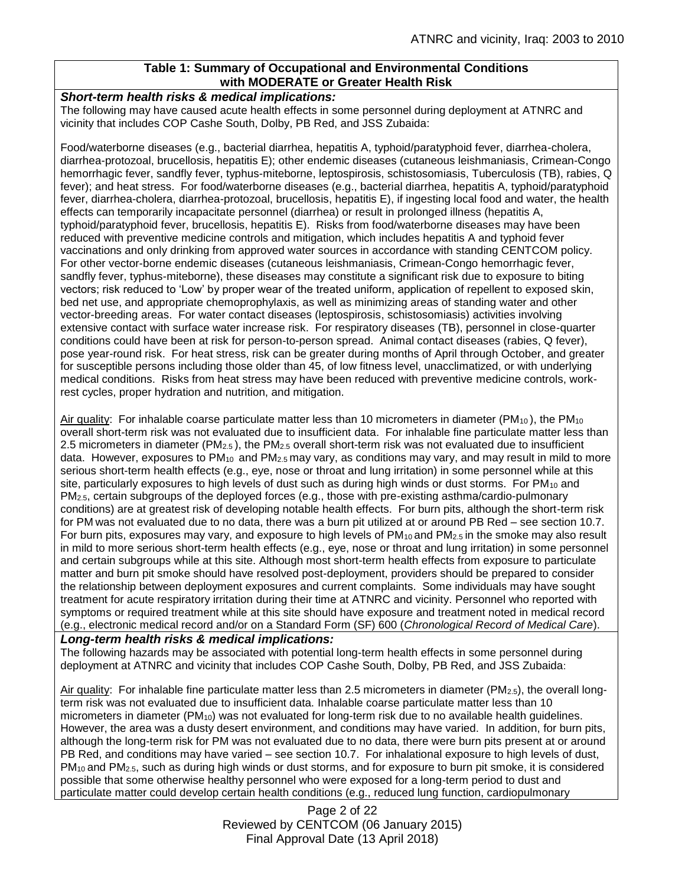**Table 1: Summary of Occupational and Environmental Conditions with MODERATE or Greater Health Risk**

***Short-term health risks & medical implications:***

The following may have caused acute health effects in some personnel during deployment at ATNRC and vicinity that includes COP Cashe South, Dolby, PB Red, and JSS Zubaida:

Food/waterborne diseases (e.g., bacterial diarrhea, hepatitis A, typhoid/paratyphoid fever, diarrhea-cholera, diarrhea-protozoal, brucellosis, hepatitis E); other endemic diseases (cutaneous leishmaniasis, Crimean-Congo hemorrhagic fever, sandfly fever, typhus-miteborne, leptospirosis, schistosomiasis, Tuberculosis (TB), rabies, Q fever); and heat stress. For food/waterborne diseases (e.g., bacterial diarrhea, hepatitis A, typhoid/paratyphoid fever, diarrhea-cholera, diarrhea-protozoal, brucellosis, hepatitis E), if ingesting local food and water, the health effects can temporarily incapacitate personnel (diarrhea) or result in prolonged illness (hepatitis A, typhoid/paratyphoid fever, brucellosis, hepatitis E). Risks from food/waterborne diseases may have been reduced with preventive medicine controls and mitigation, which includes hepatitis A and typhoid fever vaccinations and only drinking from approved water sources in accordance with standing CENTCOM policy. For other vector-borne endemic diseases (cutaneous leishmaniasis, Crimean-Congo hemorrhagic fever, sandfly fever, typhus-miteborne), these diseases may constitute a significant risk due to exposure to biting vectors; risk reduced to 'Low' by proper wear of the treated uniform, application of repellent to exposed skin, bed net use, and appropriate chemoprophylaxis, as well as minimizing areas of standing water and other vector-breeding areas. For water contact diseases (leptospirosis, schistosomiasis) activities involving extensive contact with surface water increase risk. For respiratory diseases (TB), personnel in close-quarter conditions could have been at risk for person-to-person spread. Animal contact diseases (rabies, Q fever), pose year-round risk. For heat stress, risk can be greater during months of April through October, and greater for susceptible persons including those older than 45, of low fitness level, unacclimatized, or with underlying medical conditions. Risks from heat stress may have been reduced with preventive medicine controls, work-rest cycles, proper hydration and nutrition, and mitigation.

Air quality: For inhalable coarse particulate matter less than 10 micrometers in diameter ($PM_{10}$), the $PM_{10}$ overall short-term risk was not evaluated due to insufficient data. For inhalable fine particulate matter less than 2.5 micrometers in diameter ($PM_{2.5}$), the $PM_{2.5}$ overall short-term risk was not evaluated due to insufficient data. However, exposures to $PM_{10}$ and $PM_{2.5}$ may vary, as conditions may vary, and may result in mild to more serious short-term health effects (e.g., eye, nose or throat and lung irritation) in some personnel while at this site, particularly exposures to high levels of dust such as during high winds or dust storms. For $PM_{10}$ and $PM_{2.5}$, certain subgroups of the deployed forces (e.g., those with pre-existing asthma/cardio-pulmonary conditions) are at greatest risk of developing notable health effects. For burn pits, although the short-term risk for PM was not evaluated due to no data, there was a burn pit utilized at or around PB Red – see section 10.7. For burn pits, exposures may vary, and exposure to high levels of $PM_{10}$ and $PM_{2.5}$ in the smoke may also result in mild to more serious short-term health effects (e.g., eye, nose or throat and lung irritation) in some personnel and certain subgroups while at this site. Although most short-term health effects from exposure to particulate matter and burn pit smoke should have resolved post-deployment, providers should be prepared to consider the relationship between deployment exposures and current complaints. Some individuals may have sought treatment for acute respiratory irritation during their time at ATNRC and vicinity. Personnel who reported with symptoms or required treatment while at this site should have exposure and treatment noted in medical record (e.g., electronic medical record and/or on a Standard Form (SF) 600 (*Chronological Record of Medical Care*).

***Long-term health risks & medical implications:***

The following hazards may be associated with potential long-term health effects in some personnel during deployment at ATNRC and vicinity that includes COP Cashe South, Dolby, PB Red, and JSS Zubaida:

Air quality: For inhalable fine particulate matter less than 2.5 micrometers in diameter ($PM_{2.5}$), the overall long-term risk was not evaluated due to insufficient data. Inhalable coarse particulate matter less than 10 micrometers in diameter ($PM_{10}$) was not evaluated for long-term risk due to no available health guidelines. However, the area was a dusty desert environment, and conditions may have varied. In addition, for burn pits, although the long-term risk for PM was not evaluated due to no data, there were burn pits present at or around PB Red, and conditions may have varied – see section 10.7. For inhalational exposure to high levels of dust, $PM_{10}$ and $PM_{2.5}$, such as during high winds or dust storms, and for exposure to burn pit smoke, it is considered possible that some otherwise healthy personnel who were exposed for a long-term period to dust and particulate matter could develop certain health conditions (e.g., reduced lung function, cardiopulmonary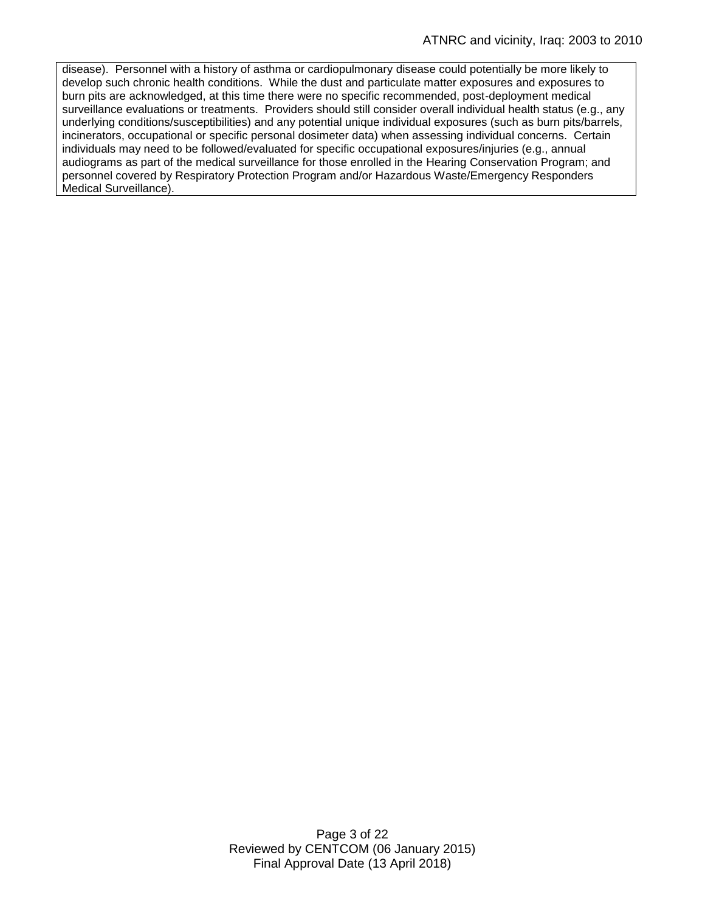disease). Personnel with a history of asthma or cardiopulmonary disease could potentially be more likely to develop such chronic health conditions. While the dust and particulate matter exposures and exposures to burn pits are acknowledged, at this time there were no specific recommended, post-deployment medical surveillance evaluations or treatments. Providers should still consider overall individual health status (e.g., any underlying conditions/susceptibilities) and any potential unique individual exposures (such as burn pits/barrels, incinerators, occupational or specific personal dosimeter data) when assessing individual concerns. Certain individuals may need to be followed/evaluated for specific occupational exposures/injuries (e.g., annual audiograms as part of the medical surveillance for those enrolled in the Hearing Conservation Program; and personnel covered by Respiratory Protection Program and/or Hazardous Waste/Emergency Responders Medical Surveillance).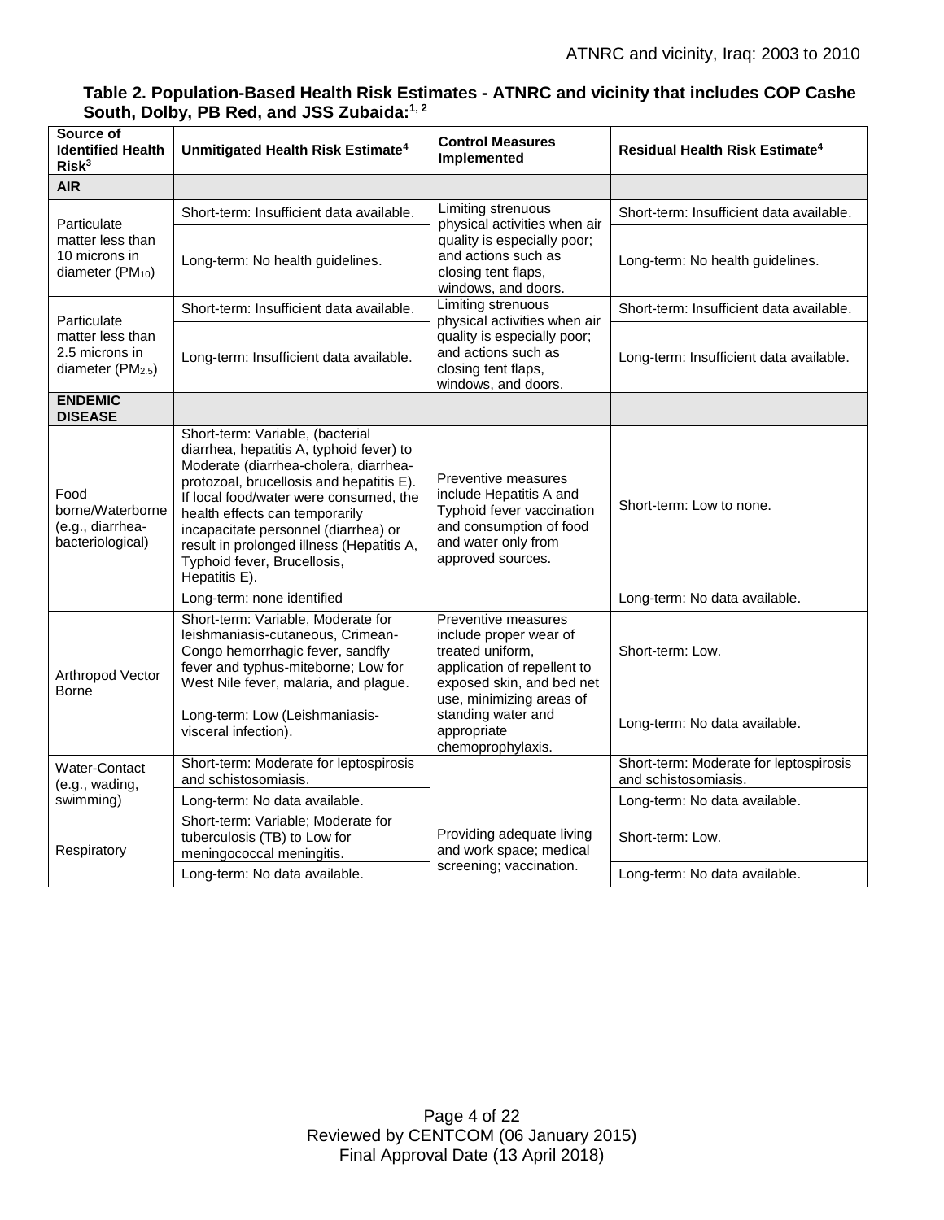**Table 2. Population-Based Health Risk Estimates - ATNRC and vicinity that includes COP Cashe South, Dolby, PB Red, and JSS Zubaida:[1, 2]**

| Source of Identified Health Risk[3] | Unmitigated Health Risk Estimate[4] | Control Measures Implemented | Residual Health Risk Estimate[4] |
|---|---|---|---|
| **AIR** | | | |
| Particulate matter less than 10 microns in diameter ($PM_{10}$) | Short-term: Insufficient data available. | Limiting strenuous physical activities when air quality is especially poor; and actions such as closing tent flaps, windows, and doors. | Short-term: Insufficient data available. |
| | Long-term: No health guidelines. | | Long-term: No health guidelines. |
| Particulate matter less than 2.5 microns in diameter ($PM_{2.5}$) | Short-term: Insufficient data available. | Limiting strenuous physical activities when air quality is especially poor; and actions such as closing tent flaps, windows, and doors. | Short-term: Insufficient data available. |
| | Long-term: Insufficient data available. | | Long-term: Insufficient data available. |
| **ENDEMIC DISEASE** | | | |
| Food borne/Waterborne (e.g., diarrhea-bacteriological) | Short-term: Variable, (bacterial diarrhea, hepatitis A, typhoid fever) to Moderate (diarrhea-cholera, diarrhea-protozoal, brucellosis and hepatitis E). If local food/water were consumed, the health effects can temporarily incapacitate personnel (diarrhea) or result in prolonged illness (Hepatitis A, Typhoid fever, Brucellosis, Hepatitis E). | Preventive measures include Hepatitis A and Typhoid fever vaccination and consumption of food and water only from approved sources. | Short-term: Low to none. |
| | Long-term: none identified | | Long-term: No data available. |
| Arthropod Vector Borne | Short-term: Variable, Moderate for leishmaniasis-cutaneous, Crimean-Congo hemorrhagic fever, sandfly fever and typhus-miteborne; Low for West Nile fever, malaria, and plague. | Preventive measures include proper wear of treated uniform, application of repellent to exposed skin, and bed net use, minimizing areas of standing water and appropriate chemoprophylaxis. | Short-term: Low. |
| | Long-term: Low (Leishmaniasis-visceral infection). | | Long-term: No data available. |
| Water-Contact (e.g., wading, swimming) | Short-term: Moderate for leptospirosis and schistosomiasis. | | Short-term: Moderate for leptospirosis and schistosomiasis. |
| | Long-term: No data available. | | Long-term: No data available. |
| Respiratory | Short-term: Variable; Moderate for tuberculosis (TB) to Low for meningococcal meningitis. | Providing adequate living and work space; medical screening; vaccination. | Short-term: Low. |
| | Long-term: No data available. | | Long-term: No data available. |

Reviewed by CENTCOM (06 January 2015)
Final Approval Date (13 April 2018)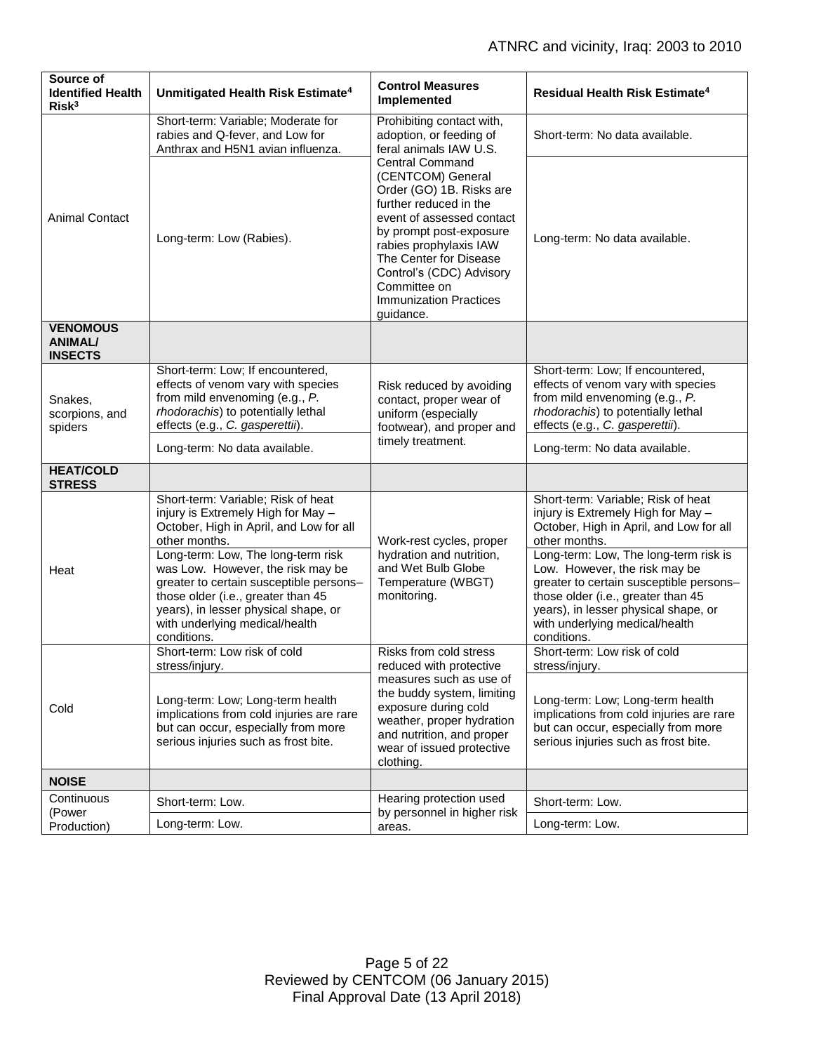| Source of Identified Health Risk[3] | Unmitigated Health Risk Estimate[4] | Control Measures Implemented | Residual Health Risk Estimate[4] |
|---|---|---|---|
| Animal Contact | Short-term: Variable; Moderate for rabies and Q-fever, and Low for Anthrax and H5N1 avian influenza. | Prohibiting contact with, adoption, or feeding of feral animals IAW U.S. Central Command (CENTCOM) General Order (GO) 1B. Risks are further reduced in the event of assessed contact by prompt post-exposure rabies prophylaxis IAW The Center for Disease Control's (CDC) Advisory Committee on Immunization Practices guidance. | Short-term: No data available. |
| | Long-term: Low (Rabies). | | Long-term: No data available. |
| **VENOMOUS ANIMAL/ INSECTS** | | | |
| Snakes, scorpions, and spiders | Short-term: Low; If encountered, effects of venom vary with species from mild envenoming (e.g., *P. rhodorachis*) to potentially lethal effects (e.g., *C. gasperettii*). | Risk reduced by avoiding contact, proper wear of uniform (especially footwear), and proper and timely treatment. | Short-term: Low; If encountered, effects of venom vary with species from mild envenoming (e.g., *P. rhodorachis*) to potentially lethal effects (e.g., *C. gasperettii*). |
| | Long-term: No data available. | | Long-term: No data available. |
| **HEAT/COLD STRESS** | | | |
| Heat | Short-term: Variable; Risk of heat injury is Extremely High for May – October, High in April, and Low for all other months. | Work-rest cycles, proper hydration and nutrition, and Wet Bulb Globe Temperature (WBGT) monitoring. | Short-term: Variable; Risk of heat injury is Extremely High for May – October, High in April, and Low for all other months. |
| | Long-term: Low, The long-term risk was Low. However, the risk may be greater to certain susceptible persons– those older (i.e., greater than 45 years), in lesser physical shape, or with underlying medical/health conditions. | | Long-term: Low, The long-term risk is Low. However, the risk may be greater to certain susceptible persons– those older (i.e., greater than 45 years), in lesser physical shape, or with underlying medical/health conditions. |
| Cold | Short-term: Low risk of cold stress/injury. | Risks from cold stress reduced with protective measures such as use of the buddy system, limiting exposure during cold weather, proper hydration and nutrition, and proper wear of issued protective clothing. | Short-term: Low risk of cold stress/injury. |
| | Long-term: Low; Long-term health implications from cold injuries are rare but can occur, especially from more serious injuries such as frost bite. | | Long-term: Low; Long-term health implications from cold injuries are rare but can occur, especially from more serious injuries such as frost bite. |
| **NOISE** | | | |
| Continuous (Power Production) | Short-term: Low. | Hearing protection used by personnel in higher risk areas. | Short-term: Low. |
| | Long-term: Low. | | Long-term: Low. |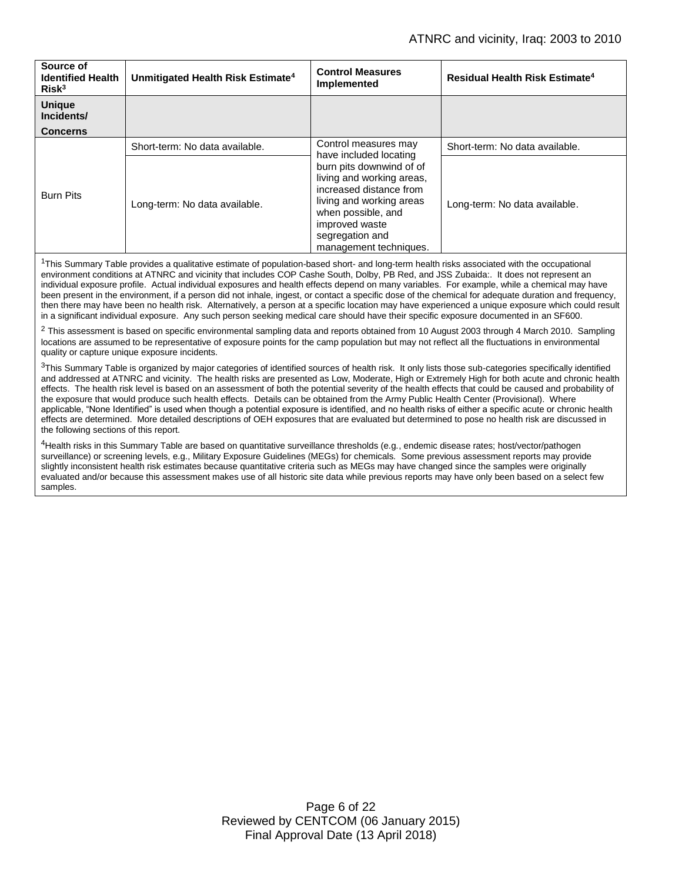| Source of Identified Health Risk[3] | Unmitigated Health Risk Estimate[4] | Control Measures Implemented | Residual Health Risk Estimate[4] |
|---|---|---|---|
| **Unique Incidents/ Concerns** | | | |
| Burn Pits | Short-term: No data available. | Control measures may have included locating burn pits downwind of of living and working areas, increased distance from living and working areas when possible, and improved waste segregation and management techniques. | Short-term: No data available. |
| | Long-term: No data available. | | Long-term: No data available. |

[1]This Summary Table provides a qualitative estimate of population-based short- and long-term health risks associated with the occupational environment conditions at ATNRC and vicinity that includes COP Cashe South, Dolby, PB Red, and JSS Zubaida:. It does not represent an individual exposure profile. Actual individual exposures and health effects depend on many variables. For example, while a chemical may have been present in the environment, if a person did not inhale, ingest, or contact a specific dose of the chemical for adequate duration and frequency, then there may have been no health risk. Alternatively, a person at a specific location may have experienced a unique exposure which could result in a significant individual exposure. Any such person seeking medical care should have their specific exposure documented in an SF600.

[2] This assessment is based on specific environmental sampling data and reports obtained from 10 August 2003 through 4 March 2010. Sampling locations are assumed to be representative of exposure points for the camp population but may not reflect all the fluctuations in environmental quality or capture unique exposure incidents.

[3]This Summary Table is organized by major categories of identified sources of health risk. It only lists those sub-categories specifically identified and addressed at ATNRC and vicinity. The health risks are presented as Low, Moderate, High or Extremely High for both acute and chronic health effects. The health risk level is based on an assessment of both the potential severity of the health effects that could be caused and probability of the exposure that would produce such health effects. Details can be obtained from the Army Public Health Center (Provisional). Where applicable, "None Identified" is used when though a potential exposure is identified, and no health risks of either a specific acute or chronic health effects are determined. More detailed descriptions of OEH exposures that are evaluated but determined to pose no health risk are discussed in the following sections of this report.

[4]Health risks in this Summary Table are based on quantitative surveillance thresholds (e.g., endemic disease rates; host/vector/pathogen surveillance) or screening levels, e.g., Military Exposure Guidelines (MEGs) for chemicals. Some previous assessment reports may provide slightly inconsistent health risk estimates because quantitative criteria such as MEGs may have changed since the samples were originally evaluated and/or because this assessment makes use of all historic site data while previous reports may have only been based on a select few samples.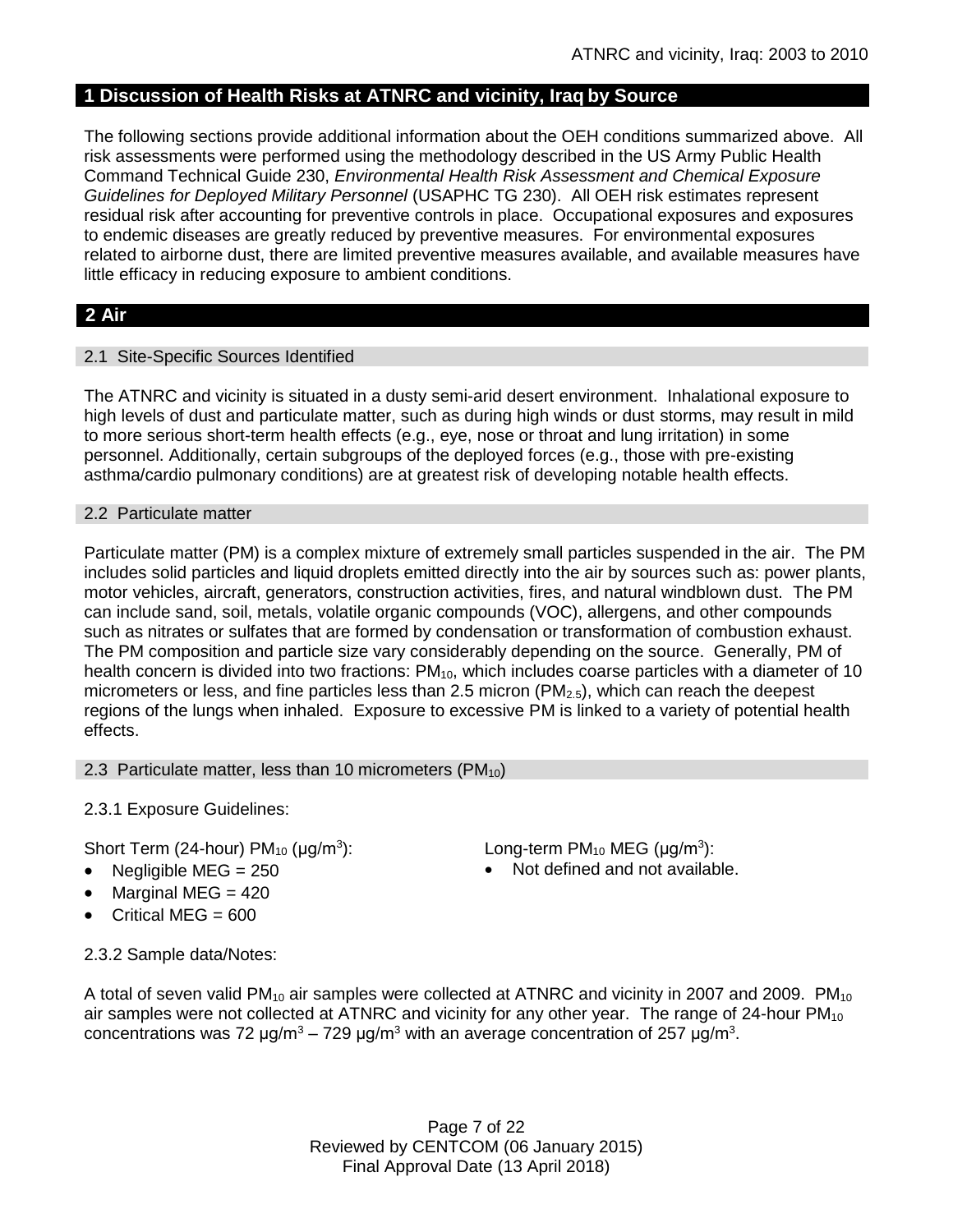## 1 Discussion of Health Risks at ATNRC and vicinity, Iraq by Source

The following sections provide additional information about the OEH conditions summarized above. All risk assessments were performed using the methodology described in the US Army Public Health Command Technical Guide 230, *Environmental Health Risk Assessment and Chemical Exposure Guidelines for Deployed Military Personnel* (USAPHC TG 230). All OEH risk estimates represent residual risk after accounting for preventive controls in place. Occupational exposures and exposures to endemic diseases are greatly reduced by preventive measures. For environmental exposures related to airborne dust, there are limited preventive measures available, and available measures have little efficacy in reducing exposure to ambient conditions.

## 2 Air

### 2.1 Site-Specific Sources Identified

The ATNRC and vicinity is situated in a dusty semi-arid desert environment. Inhalational exposure to high levels of dust and particulate matter, such as during high winds or dust storms, may result in mild to more serious short-term health effects (e.g., eye, nose or throat and lung irritation) in some personnel. Additionally, certain subgroups of the deployed forces (e.g., those with pre-existing asthma/cardio pulmonary conditions) are at greatest risk of developing notable health effects.

### 2.2 Particulate matter

Particulate matter (PM) is a complex mixture of extremely small particles suspended in the air. The PM includes solid particles and liquid droplets emitted directly into the air by sources such as: power plants, motor vehicles, aircraft, generators, construction activities, fires, and natural windblown dust. The PM can include sand, soil, metals, volatile organic compounds (VOC), allergens, and other compounds such as nitrates or sulfates that are formed by condensation or transformation of combustion exhaust. The PM composition and particle size vary considerably depending on the source. Generally, PM of health concern is divided into two fractions: $PM_{10}$, which includes coarse particles with a diameter of 10 micrometers or less, and fine particles less than 2.5 micron ($PM_{2.5}$), which can reach the deepest regions of the lungs when inhaled. Exposure to excessive PM is linked to a variety of potential health effects.

### 2.3 Particulate matter, less than 10 micrometers ($PM_{10}$)

2.3.1 Exposure Guidelines:

Short Term (24-hour) $PM_{10}$ (μg/m$^3$):

- Negligible MEG = 250
- Marginal MEG = 420
- Critical MEG = 600

Long-term $PM_{10}$ MEG (μg/m$^3$):

- Not defined and not available.

2.3.2 Sample data/Notes:

A total of seven valid $PM_{10}$ air samples were collected at ATNRC and vicinity in 2007 and 2009. $PM_{10}$ air samples were not collected at ATNRC and vicinity for any other year. The range of 24-hour $PM_{10}$ concentrations was 72 μg/m$^3$ – 729 μg/m$^3$ with an average concentration of 257 μg/m$^3$.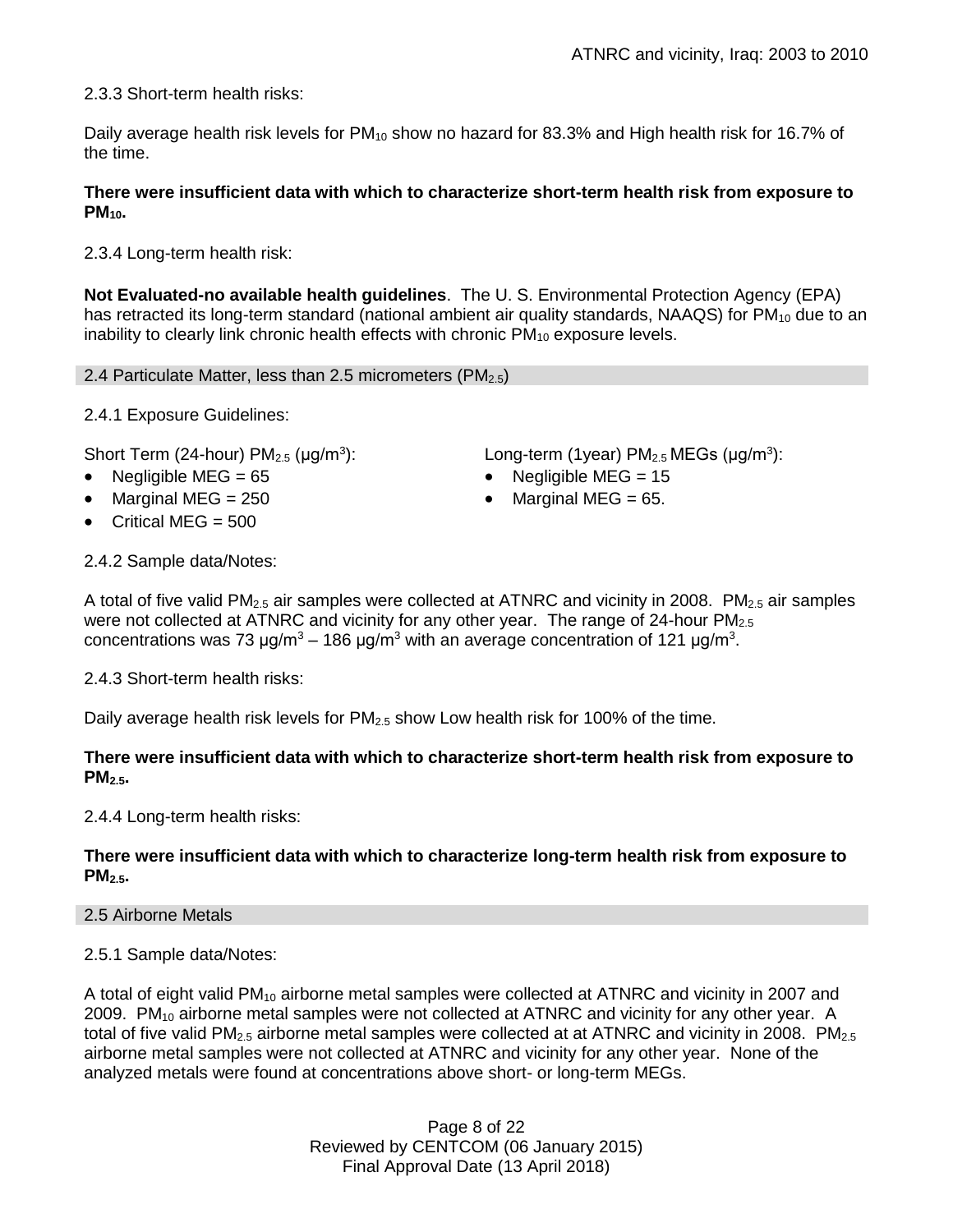2.3.3 Short-term health risks:

Daily average health risk levels for $PM_{10}$ show no hazard for 83.3% and High health risk for 16.7% of the time.

**There were insufficient data with which to characterize short-term health risk from exposure to $PM_{10}$.**

2.3.4 Long-term health risk:

**Not Evaluated-no available health guidelines**. The U. S. Environmental Protection Agency (EPA) has retracted its long-term standard (national ambient air quality standards, NAAQS) for $PM_{10}$ due to an inability to clearly link chronic health effects with chronic $PM_{10}$ exposure levels.

## 2.4 Particulate Matter, less than 2.5 micrometers ($PM_{2.5}$)

2.4.1 Exposure Guidelines:

Short Term (24-hour) $PM_{2.5}$ ($\mu g/m^3$):

- Negligible MEG = 65
- Marginal MEG = 250
- Critical MEG = 500

Long-term (1year) $PM_{2.5}$ MEGs ($\mu g/m^3$):

- Negligible MEG = 15
- Marginal MEG = 65.

2.4.2 Sample data/Notes:

A total of five valid $PM_{2.5}$ air samples were collected at ATNRC and vicinity in 2008. $PM_{2.5}$ air samples were not collected at ATNRC and vicinity for any other year. The range of 24-hour $PM_{2.5}$ concentrations was 73 $\mu g/m^3$ – 186 $\mu g/m^3$ with an average concentration of 121 $\mu g/m^3$.

2.4.3 Short-term health risks:

Daily average health risk levels for $PM_{2.5}$ show Low health risk for 100% of the time.

**There were insufficient data with which to characterize short-term health risk from exposure to $PM_{2.5}$.**

2.4.4 Long-term health risks:

**There were insufficient data with which to characterize long-term health risk from exposure to $PM_{2.5}$.**

## 2.5 Airborne Metals

2.5.1 Sample data/Notes:

A total of eight valid $PM_{10}$ airborne metal samples were collected at ATNRC and vicinity in 2007 and 2009. $PM_{10}$ airborne metal samples were not collected at ATNRC and vicinity for any other year. A total of five valid $PM_{2.5}$ airborne metal samples were collected at at ATNRC and vicinity in 2008. $PM_{2.5}$ airborne metal samples were not collected at ATNRC and vicinity for any other year. None of the analyzed metals were found at concentrations above short- or long-term MEGs.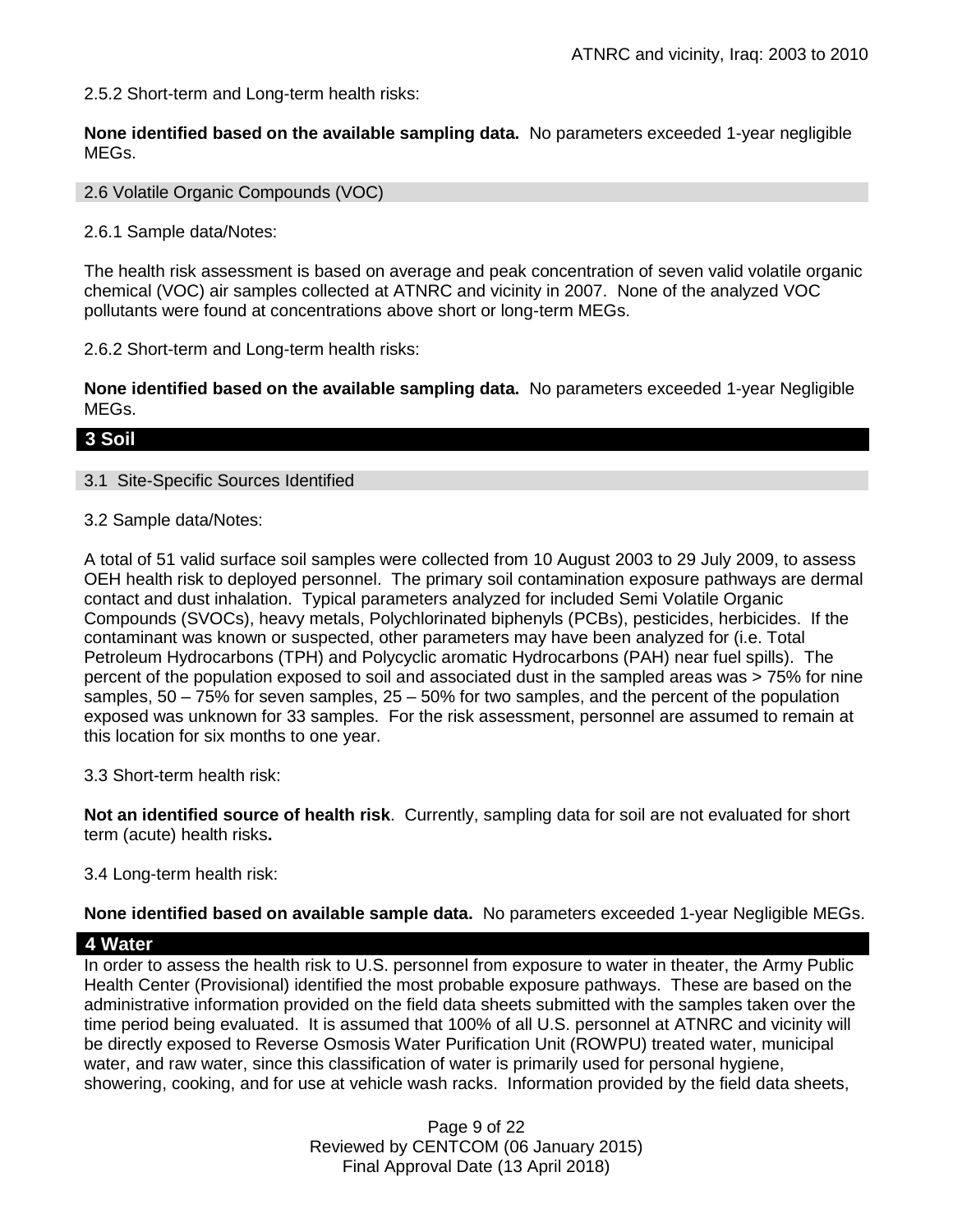2.5.2 Short-term and Long-term health risks:

**None identified based on the available sampling data.** No parameters exceeded 1-year negligible MEGs.

### 2.6 Volatile Organic Compounds (VOC)

2.6.1 Sample data/Notes:

The health risk assessment is based on average and peak concentration of seven valid volatile organic chemical (VOC) air samples collected at ATNRC and vicinity in 2007. None of the analyzed VOC pollutants were found at concentrations above short or long-term MEGs.

2.6.2 Short-term and Long-term health risks:

**None identified based on the available sampling data.** No parameters exceeded 1-year Negligible MEGs.

## 3 Soil

### 3.1 Site-Specific Sources Identified

3.2 Sample data/Notes:

A total of 51 valid surface soil samples were collected from 10 August 2003 to 29 July 2009, to assess OEH health risk to deployed personnel. The primary soil contamination exposure pathways are dermal contact and dust inhalation. Typical parameters analyzed for included Semi Volatile Organic Compounds (SVOCs), heavy metals, Polychlorinated biphenyls (PCBs), pesticides, herbicides. If the contaminant was known or suspected, other parameters may have been analyzed for (i.e. Total Petroleum Hydrocarbons (TPH) and Polycyclic aromatic Hydrocarbons (PAH) near fuel spills). The percent of the population exposed to soil and associated dust in the sampled areas was > 75% for nine samples, 50 – 75% for seven samples, 25 – 50% for two samples, and the percent of the population exposed was unknown for 33 samples. For the risk assessment, personnel are assumed to remain at this location for six months to one year.

3.3 Short-term health risk:

**Not an identified source of health risk**. Currently, sampling data for soil are not evaluated for short term (acute) health risks**.**

3.4 Long-term health risk:

**None identified based on available sample data.** No parameters exceeded 1-year Negligible MEGs.

## 4 Water

In order to assess the health risk to U.S. personnel from exposure to water in theater, the Army Public Health Center (Provisional) identified the most probable exposure pathways. These are based on the administrative information provided on the field data sheets submitted with the samples taken over the time period being evaluated. It is assumed that 100% of all U.S. personnel at ATNRC and vicinity will be directly exposed to Reverse Osmosis Water Purification Unit (ROWPU) treated water, municipal water, and raw water, since this classification of water is primarily used for personal hygiene, showering, cooking, and for use at vehicle wash racks. Information provided by the field data sheets,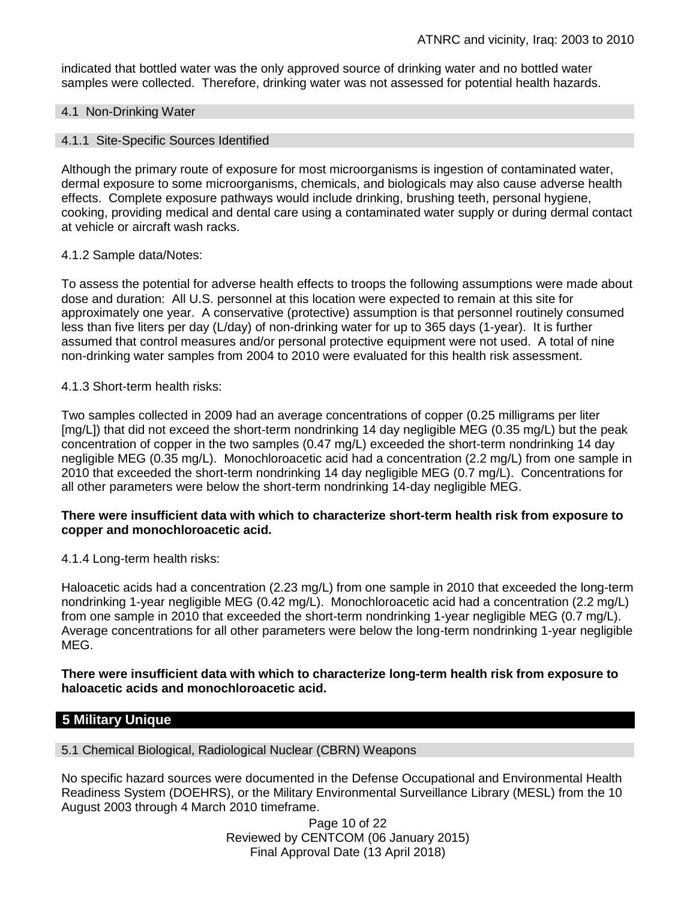indicated that bottled water was the only approved source of drinking water and no bottled water samples were collected. Therefore, drinking water was not assessed for potential health hazards.

### 4.1 Non-Drinking Water

#### 4.1.1 Site-Specific Sources Identified

Although the primary route of exposure for most microorganisms is ingestion of contaminated water, dermal exposure to some microorganisms, chemicals, and biologicals may also cause adverse health effects. Complete exposure pathways would include drinking, brushing teeth, personal hygiene, cooking, providing medical and dental care using a contaminated water supply or during dermal contact at vehicle or aircraft wash racks.

4.1.2 Sample data/Notes:

To assess the potential for adverse health effects to troops the following assumptions were made about dose and duration: All U.S. personnel at this location were expected to remain at this site for approximately one year. A conservative (protective) assumption is that personnel routinely consumed less than five liters per day (L/day) of non-drinking water for up to 365 days (1-year). It is further assumed that control measures and/or personal protective equipment were not used. A total of nine non-drinking water samples from 2004 to 2010 were evaluated for this health risk assessment.

4.1.3 Short-term health risks:

Two samples collected in 2009 had an average concentrations of copper (0.25 milligrams per liter [mg/L]) that did not exceed the short-term nondrinking 14 day negligible MEG (0.35 mg/L) but the peak concentration of copper in the two samples (0.47 mg/L) exceeded the short-term nondrinking 14 day negligible MEG (0.35 mg/L). Monochloroacetic acid had a concentration (2.2 mg/L) from one sample in 2010 that exceeded the short-term nondrinking 14 day negligible MEG (0.7 mg/L). Concentrations for all other parameters were below the short-term nondrinking 14-day negligible MEG.

**There were insufficient data with which to characterize short-term health risk from exposure to copper and monochloroacetic acid.**

4.1.4 Long-term health risks:

Haloacetic acids had a concentration (2.23 mg/L) from one sample in 2010 that exceeded the long-term nondrinking 1-year negligible MEG (0.42 mg/L). Monochloroacetic acid had a concentration (2.2 mg/L) from one sample in 2010 that exceeded the short-term nondrinking 1-year negligible MEG (0.7 mg/L). Average concentrations for all other parameters were below the long-term nondrinking 1-year negligible MEG.

**There were insufficient data with which to characterize long-term health risk from exposure to haloacetic acids and monochloroacetic acid.**

## 5 Military Unique

### 5.1 Chemical Biological, Radiological Nuclear (CBRN) Weapons

No specific hazard sources were documented in the Defense Occupational and Environmental Health Readiness System (DOEHRS), or the Military Environmental Surveillance Library (MESL) from the 10 August 2003 through 4 March 2010 timeframe.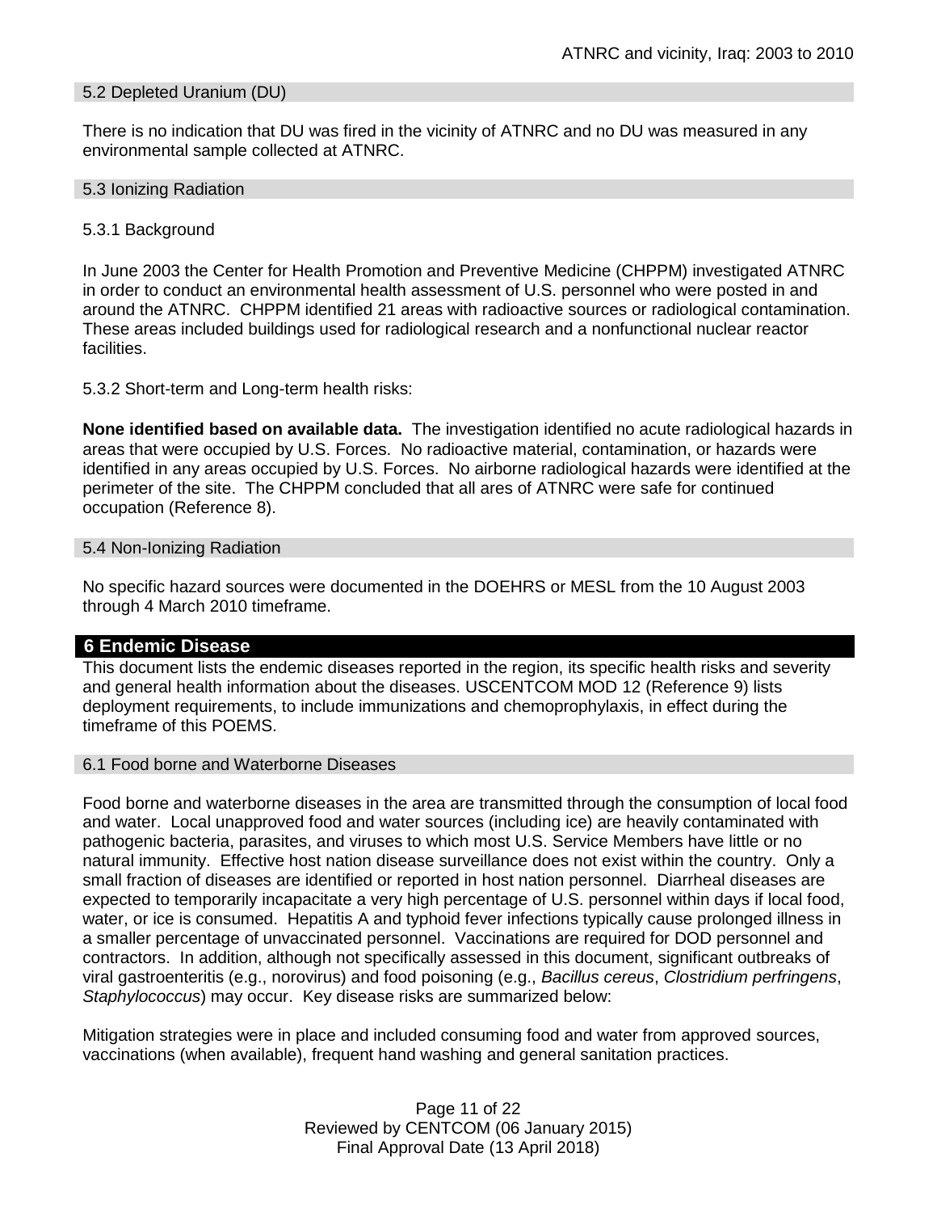### 5.2 Depleted Uranium (DU)

There is no indication that DU was fired in the vicinity of ATNRC and no DU was measured in any environmental sample collected at ATNRC.

### 5.3 Ionizing Radiation

5.3.1 Background

In June 2003 the Center for Health Promotion and Preventive Medicine (CHPPM) investigated ATNRC in order to conduct an environmental health assessment of U.S. personnel who were posted in and around the ATNRC. CHPPM identified 21 areas with radioactive sources or radiological contamination. These areas included buildings used for radiological research and a nonfunctional nuclear reactor facilities.

5.3.2 Short-term and Long-term health risks:

**None identified based on available data.** The investigation identified no acute radiological hazards in areas that were occupied by U.S. Forces. No radioactive material, contamination, or hazards were identified in any areas occupied by U.S. Forces. No airborne radiological hazards were identified at the perimeter of the site. The CHPPM concluded that all ares of ATNRC were safe for continued occupation (Reference 8).

### 5.4 Non-Ionizing Radiation

No specific hazard sources were documented in the DOEHRS or MESL from the 10 August 2003 through 4 March 2010 timeframe.

## 6 Endemic Disease

This document lists the endemic diseases reported in the region, its specific health risks and severity and general health information about the diseases. USCENTCOM MOD 12 (Reference 9) lists deployment requirements, to include immunizations and chemoprophylaxis, in effect during the timeframe of this POEMS.

### 6.1 Food borne and Waterborne Diseases

Food borne and waterborne diseases in the area are transmitted through the consumption of local food and water. Local unapproved food and water sources (including ice) are heavily contaminated with pathogenic bacteria, parasites, and viruses to which most U.S. Service Members have little or no natural immunity. Effective host nation disease surveillance does not exist within the country. Only a small fraction of diseases are identified or reported in host nation personnel. Diarrheal diseases are expected to temporarily incapacitate a very high percentage of U.S. personnel within days if local food, water, or ice is consumed. Hepatitis A and typhoid fever infections typically cause prolonged illness in a smaller percentage of unvaccinated personnel. Vaccinations are required for DOD personnel and contractors. In addition, although not specifically assessed in this document, significant outbreaks of viral gastroenteritis (e.g., norovirus) and food poisoning (e.g., *Bacillus cereus*, *Clostridium perfringens*, *Staphylococcus*) may occur. Key disease risks are summarized below:

Mitigation strategies were in place and included consuming food and water from approved sources, vaccinations (when available), frequent hand washing and general sanitation practices.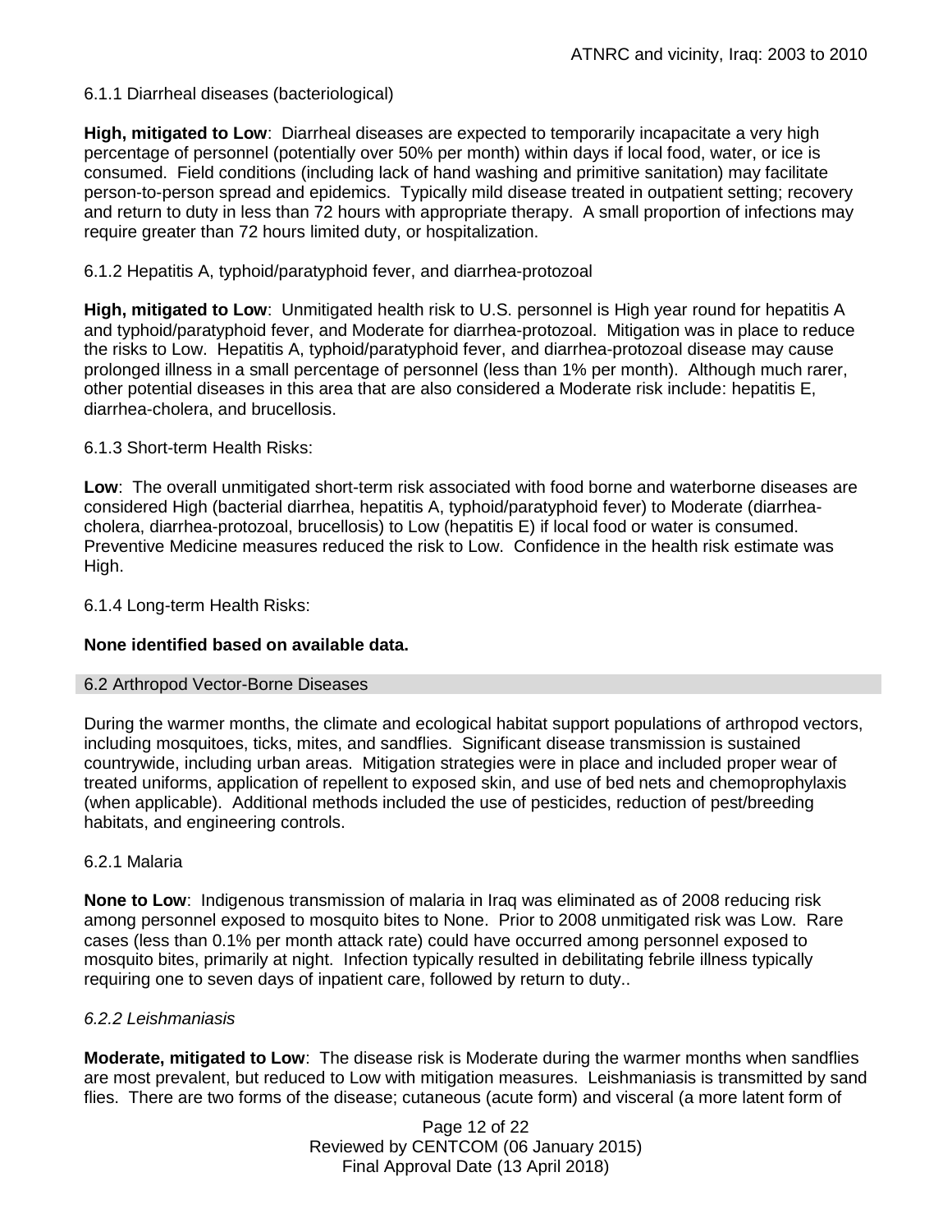6.1.1 Diarrheal diseases (bacteriological)

**High, mitigated to Low**: Diarrheal diseases are expected to temporarily incapacitate a very high percentage of personnel (potentially over 50% per month) within days if local food, water, or ice is consumed. Field conditions (including lack of hand washing and primitive sanitation) may facilitate person-to-person spread and epidemics. Typically mild disease treated in outpatient setting; recovery and return to duty in less than 72 hours with appropriate therapy. A small proportion of infections may require greater than 72 hours limited duty, or hospitalization.

6.1.2 Hepatitis A, typhoid/paratyphoid fever, and diarrhea-protozoal

**High, mitigated to Low**: Unmitigated health risk to U.S. personnel is High year round for hepatitis A and typhoid/paratyphoid fever, and Moderate for diarrhea-protozoal. Mitigation was in place to reduce the risks to Low. Hepatitis A, typhoid/paratyphoid fever, and diarrhea-protozoal disease may cause prolonged illness in a small percentage of personnel (less than 1% per month). Although much rarer, other potential diseases in this area that are also considered a Moderate risk include: hepatitis E, diarrhea-cholera, and brucellosis.

6.1.3 Short-term Health Risks:

**Low**: The overall unmitigated short-term risk associated with food borne and waterborne diseases are considered High (bacterial diarrhea, hepatitis A, typhoid/paratyphoid fever) to Moderate (diarrhea-cholera, diarrhea-protozoal, brucellosis) to Low (hepatitis E) if local food or water is consumed. Preventive Medicine measures reduced the risk to Low. Confidence in the health risk estimate was High.

6.1.4 Long-term Health Risks:

**None identified based on available data.**

## 6.2 Arthropod Vector-Borne Diseases

During the warmer months, the climate and ecological habitat support populations of arthropod vectors, including mosquitoes, ticks, mites, and sandflies. Significant disease transmission is sustained countrywide, including urban areas. Mitigation strategies were in place and included proper wear of treated uniforms, application of repellent to exposed skin, and use of bed nets and chemoprophylaxis (when applicable). Additional methods included the use of pesticides, reduction of pest/breeding habitats, and engineering controls.

6.2.1 Malaria

**None to Low**: Indigenous transmission of malaria in Iraq was eliminated as of 2008 reducing risk among personnel exposed to mosquito bites to None. Prior to 2008 unmitigated risk was Low. Rare cases (less than 0.1% per month attack rate) could have occurred among personnel exposed to mosquito bites, primarily at night. Infection typically resulted in debilitating febrile illness typically requiring one to seven days of inpatient care, followed by return to duty..

*6.2.2 Leishmaniasis*

**Moderate, mitigated to Low**: The disease risk is Moderate during the warmer months when sandflies are most prevalent, but reduced to Low with mitigation measures. Leishmaniasis is transmitted by sand flies. There are two forms of the disease; cutaneous (acute form) and visceral (a more latent form of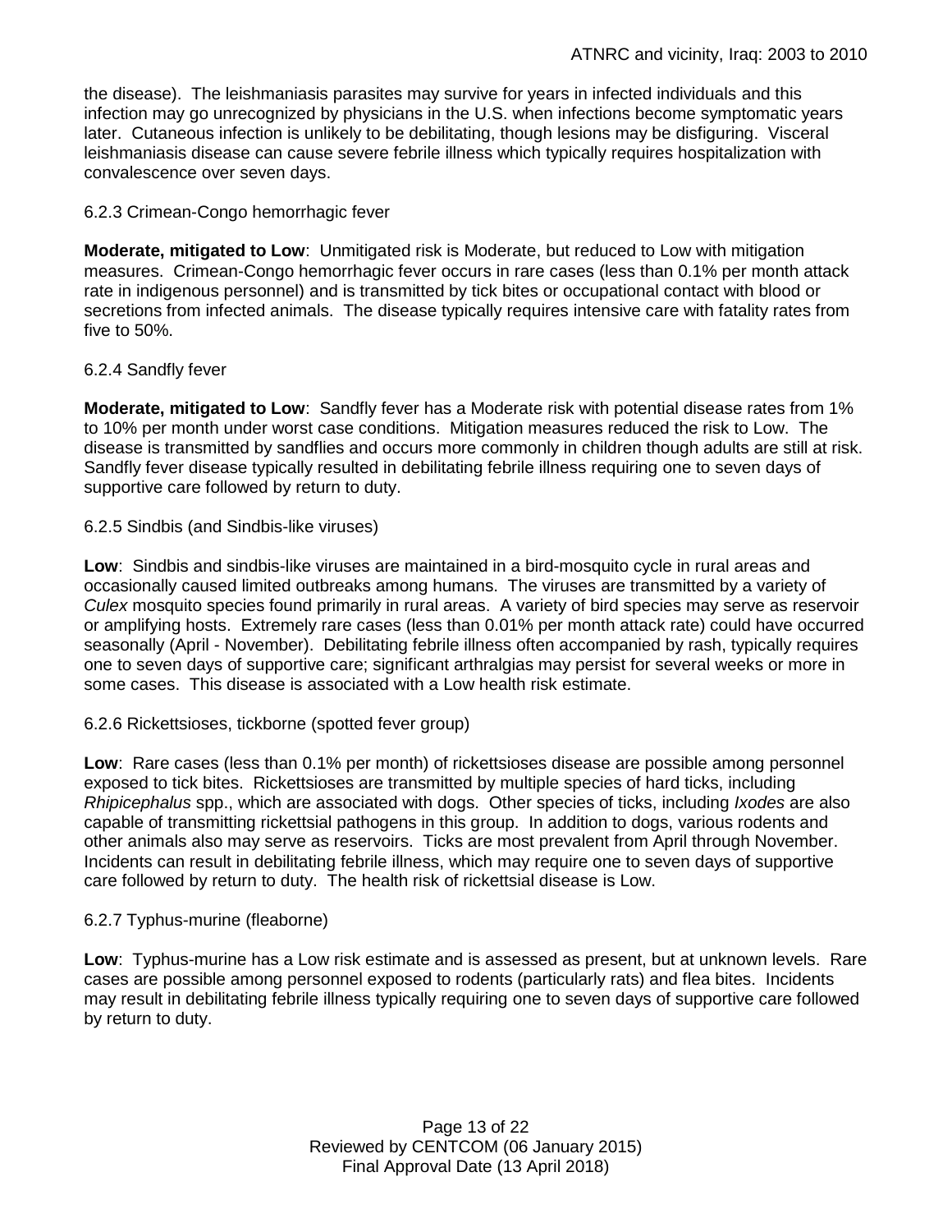the disease). The leishmaniasis parasites may survive for years in infected individuals and this infection may go unrecognized by physicians in the U.S. when infections become symptomatic years later. Cutaneous infection is unlikely to be debilitating, though lesions may be disfiguring. Visceral leishmaniasis disease can cause severe febrile illness which typically requires hospitalization with convalescence over seven days.

6.2.3 Crimean-Congo hemorrhagic fever

**Moderate, mitigated to Low**: Unmitigated risk is Moderate, but reduced to Low with mitigation measures. Crimean-Congo hemorrhagic fever occurs in rare cases (less than 0.1% per month attack rate in indigenous personnel) and is transmitted by tick bites or occupational contact with blood or secretions from infected animals. The disease typically requires intensive care with fatality rates from five to 50%.

6.2.4 Sandfly fever

**Moderate, mitigated to Low**: Sandfly fever has a Moderate risk with potential disease rates from 1% to 10% per month under worst case conditions. Mitigation measures reduced the risk to Low. The disease is transmitted by sandflies and occurs more commonly in children though adults are still at risk. Sandfly fever disease typically resulted in debilitating febrile illness requiring one to seven days of supportive care followed by return to duty.

6.2.5 Sindbis (and Sindbis-like viruses)

**Low**: Sindbis and sindbis-like viruses are maintained in a bird-mosquito cycle in rural areas and occasionally caused limited outbreaks among humans. The viruses are transmitted by a variety of *Culex* mosquito species found primarily in rural areas. A variety of bird species may serve as reservoir or amplifying hosts. Extremely rare cases (less than 0.01% per month attack rate) could have occurred seasonally (April - November). Debilitating febrile illness often accompanied by rash, typically requires one to seven days of supportive care; significant arthralgias may persist for several weeks or more in some cases. This disease is associated with a Low health risk estimate.

6.2.6 Rickettsioses, tickborne (spotted fever group)

**Low**: Rare cases (less than 0.1% per month) of rickettsioses disease are possible among personnel exposed to tick bites. Rickettsioses are transmitted by multiple species of hard ticks, including *Rhipicephalus* spp., which are associated with dogs. Other species of ticks, including *Ixodes* are also capable of transmitting rickettsial pathogens in this group. In addition to dogs, various rodents and other animals also may serve as reservoirs. Ticks are most prevalent from April through November. Incidents can result in debilitating febrile illness, which may require one to seven days of supportive care followed by return to duty. The health risk of rickettsial disease is Low.

6.2.7 Typhus-murine (fleaborne)

**Low**: Typhus-murine has a Low risk estimate and is assessed as present, but at unknown levels. Rare cases are possible among personnel exposed to rodents (particularly rats) and flea bites. Incidents may result in debilitating febrile illness typically requiring one to seven days of supportive care followed by return to duty.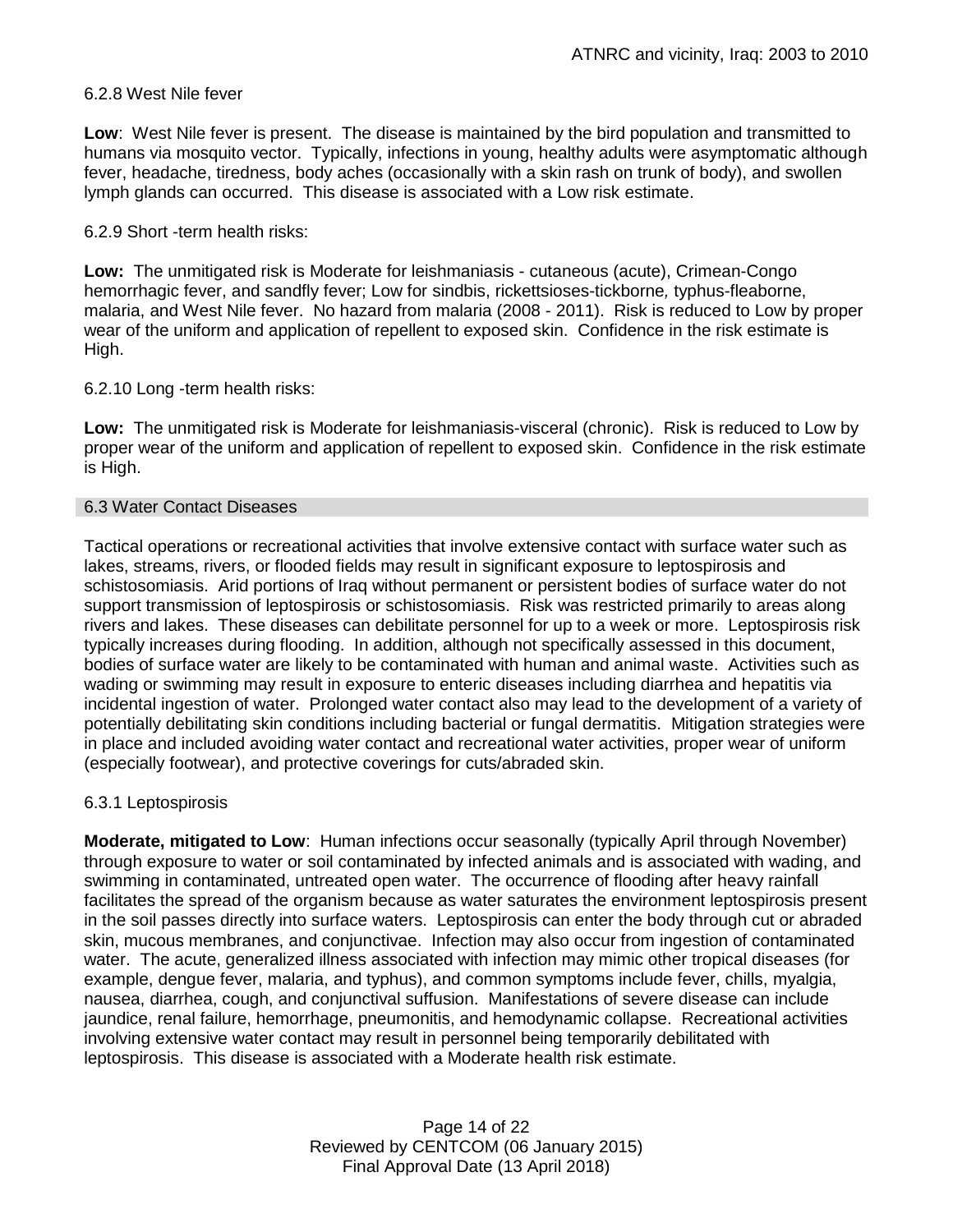6.2.8 West Nile fever

**Low**: West Nile fever is present. The disease is maintained by the bird population and transmitted to humans via mosquito vector. Typically, infections in young, healthy adults were asymptomatic although fever, headache, tiredness, body aches (occasionally with a skin rash on trunk of body), and swollen lymph glands can occurred. This disease is associated with a Low risk estimate.

6.2.9 Short -term health risks:

**Low:** The unmitigated risk is Moderate for leishmaniasis - cutaneous (acute), Crimean-Congo hemorrhagic fever, and sandfly fever; Low for sindbis, rickettsioses-tickborne, typhus-fleaborne, malaria, and West Nile fever. No hazard from malaria (2008 - 2011). Risk is reduced to Low by proper wear of the uniform and application of repellent to exposed skin. Confidence in the risk estimate is High.

6.2.10 Long -term health risks:

**Low:** The unmitigated risk is Moderate for leishmaniasis-visceral (chronic). Risk is reduced to Low by proper wear of the uniform and application of repellent to exposed skin. Confidence in the risk estimate is High.

## 6.3 Water Contact Diseases

Tactical operations or recreational activities that involve extensive contact with surface water such as lakes, streams, rivers, or flooded fields may result in significant exposure to leptospirosis and schistosomiasis. Arid portions of Iraq without permanent or persistent bodies of surface water do not support transmission of leptospirosis or schistosomiasis. Risk was restricted primarily to areas along rivers and lakes. These diseases can debilitate personnel for up to a week or more. Leptospirosis risk typically increases during flooding. In addition, although not specifically assessed in this document, bodies of surface water are likely to be contaminated with human and animal waste. Activities such as wading or swimming may result in exposure to enteric diseases including diarrhea and hepatitis via incidental ingestion of water. Prolonged water contact also may lead to the development of a variety of potentially debilitating skin conditions including bacterial or fungal dermatitis. Mitigation strategies were in place and included avoiding water contact and recreational water activities, proper wear of uniform (especially footwear), and protective coverings for cuts/abraded skin.

6.3.1 Leptospirosis

**Moderate, mitigated to Low**: Human infections occur seasonally (typically April through November) through exposure to water or soil contaminated by infected animals and is associated with wading, and swimming in contaminated, untreated open water. The occurrence of flooding after heavy rainfall facilitates the spread of the organism because as water saturates the environment leptospirosis present in the soil passes directly into surface waters. Leptospirosis can enter the body through cut or abraded skin, mucous membranes, and conjunctivae. Infection may also occur from ingestion of contaminated water. The acute, generalized illness associated with infection may mimic other tropical diseases (for example, dengue fever, malaria, and typhus), and common symptoms include fever, chills, myalgia, nausea, diarrhea, cough, and conjunctival suffusion. Manifestations of severe disease can include jaundice, renal failure, hemorrhage, pneumonitis, and hemodynamic collapse. Recreational activities involving extensive water contact may result in personnel being temporarily debilitated with leptospirosis. This disease is associated with a Moderate health risk estimate.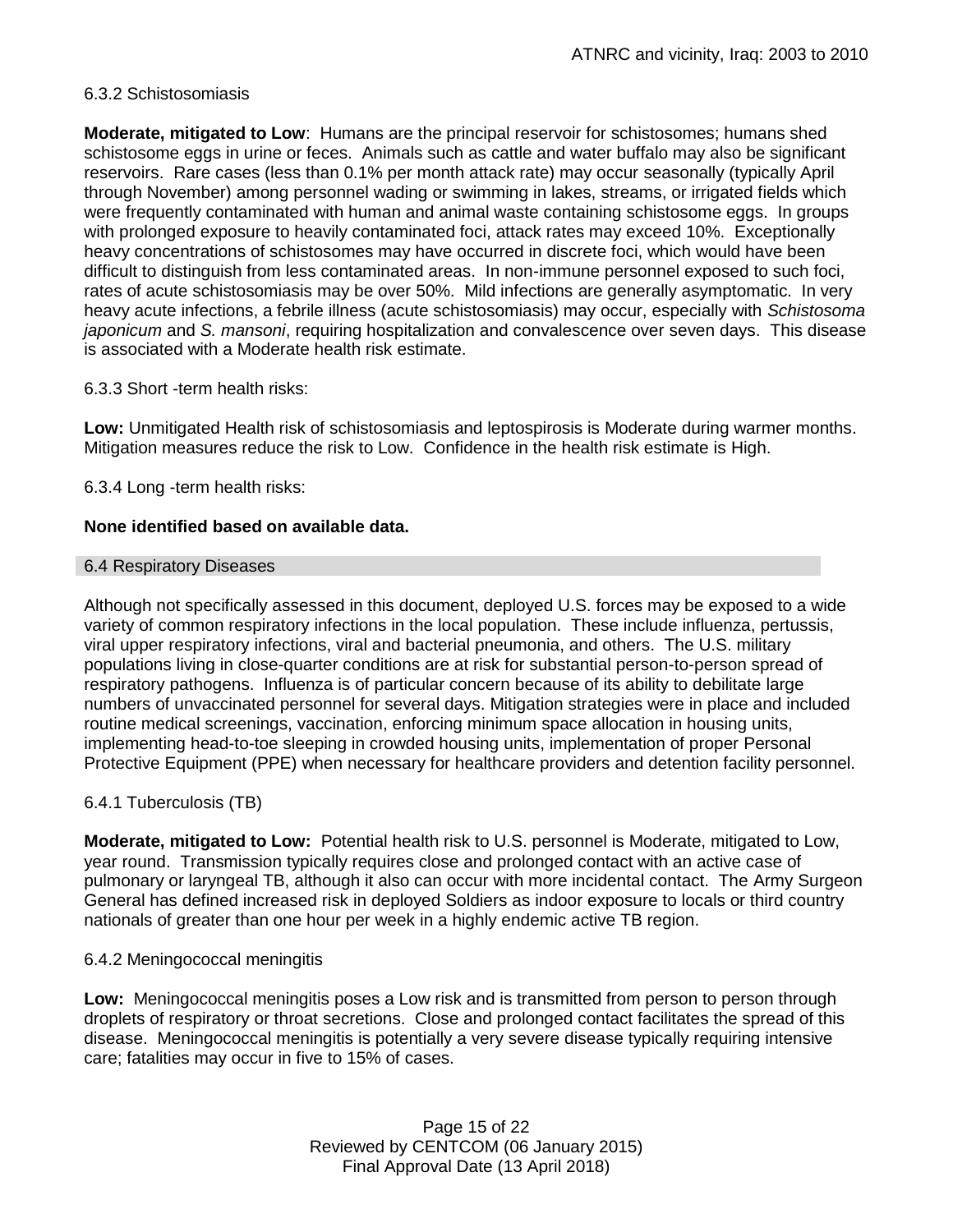6.3.2 Schistosomiasis

**Moderate, mitigated to Low**: Humans are the principal reservoir for schistosomes; humans shed schistosome eggs in urine or feces. Animals such as cattle and water buffalo may also be significant reservoirs. Rare cases (less than 0.1% per month attack rate) may occur seasonally (typically April through November) among personnel wading or swimming in lakes, streams, or irrigated fields which were frequently contaminated with human and animal waste containing schistosome eggs. In groups with prolonged exposure to heavily contaminated foci, attack rates may exceed 10%. Exceptionally heavy concentrations of schistosomes may have occurred in discrete foci, which would have been difficult to distinguish from less contaminated areas. In non-immune personnel exposed to such foci, rates of acute schistosomiasis may be over 50%. Mild infections are generally asymptomatic. In very heavy acute infections, a febrile illness (acute schistosomiasis) may occur, especially with *Schistosoma japonicum* and *S. mansoni*, requiring hospitalization and convalescence over seven days. This disease is associated with a Moderate health risk estimate.

6.3.3 Short -term health risks:

**Low:** Unmitigated Health risk of schistosomiasis and leptospirosis is Moderate during warmer months. Mitigation measures reduce the risk to Low. Confidence in the health risk estimate is High.

6.3.4 Long -term health risks:

**None identified based on available data.**

## 6.4 Respiratory Diseases

Although not specifically assessed in this document, deployed U.S. forces may be exposed to a wide variety of common respiratory infections in the local population. These include influenza, pertussis, viral upper respiratory infections, viral and bacterial pneumonia, and others. The U.S. military populations living in close-quarter conditions are at risk for substantial person-to-person spread of respiratory pathogens. Influenza is of particular concern because of its ability to debilitate large numbers of unvaccinated personnel for several days. Mitigation strategies were in place and included routine medical screenings, vaccination, enforcing minimum space allocation in housing units, implementing head-to-toe sleeping in crowded housing units, implementation of proper Personal Protective Equipment (PPE) when necessary for healthcare providers and detention facility personnel.

6.4.1 Tuberculosis (TB)

**Moderate, mitigated to Low:** Potential health risk to U.S. personnel is Moderate, mitigated to Low, year round. Transmission typically requires close and prolonged contact with an active case of pulmonary or laryngeal TB, although it also can occur with more incidental contact. The Army Surgeon General has defined increased risk in deployed Soldiers as indoor exposure to locals or third country nationals of greater than one hour per week in a highly endemic active TB region.

6.4.2 Meningococcal meningitis

**Low:** Meningococcal meningitis poses a Low risk and is transmitted from person to person through droplets of respiratory or throat secretions. Close and prolonged contact facilitates the spread of this disease. Meningococcal meningitis is potentially a very severe disease typically requiring intensive care; fatalities may occur in five to 15% of cases.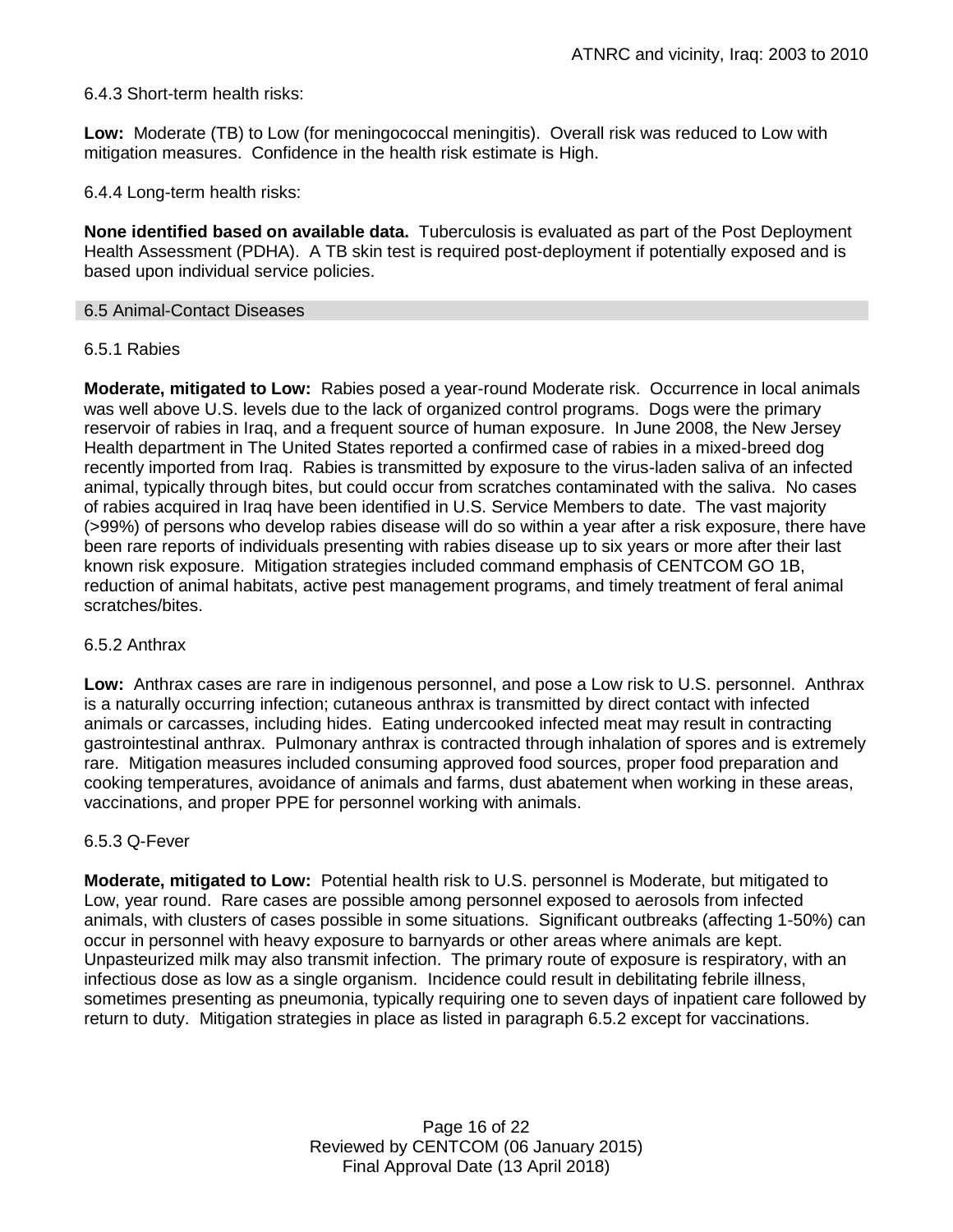6.4.3 Short-term health risks:

**Low:** Moderate (TB) to Low (for meningococcal meningitis). Overall risk was reduced to Low with mitigation measures. Confidence in the health risk estimate is High.

6.4.4 Long-term health risks:

**None identified based on available data.** Tuberculosis is evaluated as part of the Post Deployment Health Assessment (PDHA). A TB skin test is required post-deployment if potentially exposed and is based upon individual service policies.

## 6.5 Animal-Contact Diseases

### 6.5.1 Rabies

**Moderate, mitigated to Low:** Rabies posed a year-round Moderate risk. Occurrence in local animals was well above U.S. levels due to the lack of organized control programs. Dogs were the primary reservoir of rabies in Iraq, and a frequent source of human exposure. In June 2008, the New Jersey Health department in The United States reported a confirmed case of rabies in a mixed-breed dog recently imported from Iraq. Rabies is transmitted by exposure to the virus-laden saliva of an infected animal, typically through bites, but could occur from scratches contaminated with the saliva. No cases of rabies acquired in Iraq have been identified in U.S. Service Members to date. The vast majority (>99%) of persons who develop rabies disease will do so within a year after a risk exposure, there have been rare reports of individuals presenting with rabies disease up to six years or more after their last known risk exposure. Mitigation strategies included command emphasis of CENTCOM GO 1B, reduction of animal habitats, active pest management programs, and timely treatment of feral animal scratches/bites.

### 6.5.2 Anthrax

**Low:** Anthrax cases are rare in indigenous personnel, and pose a Low risk to U.S. personnel. Anthrax is a naturally occurring infection; cutaneous anthrax is transmitted by direct contact with infected animals or carcasses, including hides. Eating undercooked infected meat may result in contracting gastrointestinal anthrax. Pulmonary anthrax is contracted through inhalation of spores and is extremely rare. Mitigation measures included consuming approved food sources, proper food preparation and cooking temperatures, avoidance of animals and farms, dust abatement when working in these areas, vaccinations, and proper PPE for personnel working with animals.

### 6.5.3 Q-Fever

**Moderate, mitigated to Low:** Potential health risk to U.S. personnel is Moderate, but mitigated to Low, year round. Rare cases are possible among personnel exposed to aerosols from infected animals, with clusters of cases possible in some situations. Significant outbreaks (affecting 1-50%) can occur in personnel with heavy exposure to barnyards or other areas where animals are kept. Unpasteurized milk may also transmit infection. The primary route of exposure is respiratory, with an infectious dose as low as a single organism. Incidence could result in debilitating febrile illness, sometimes presenting as pneumonia, typically requiring one to seven days of inpatient care followed by return to duty. Mitigation strategies in place as listed in paragraph 6.5.2 except for vaccinations.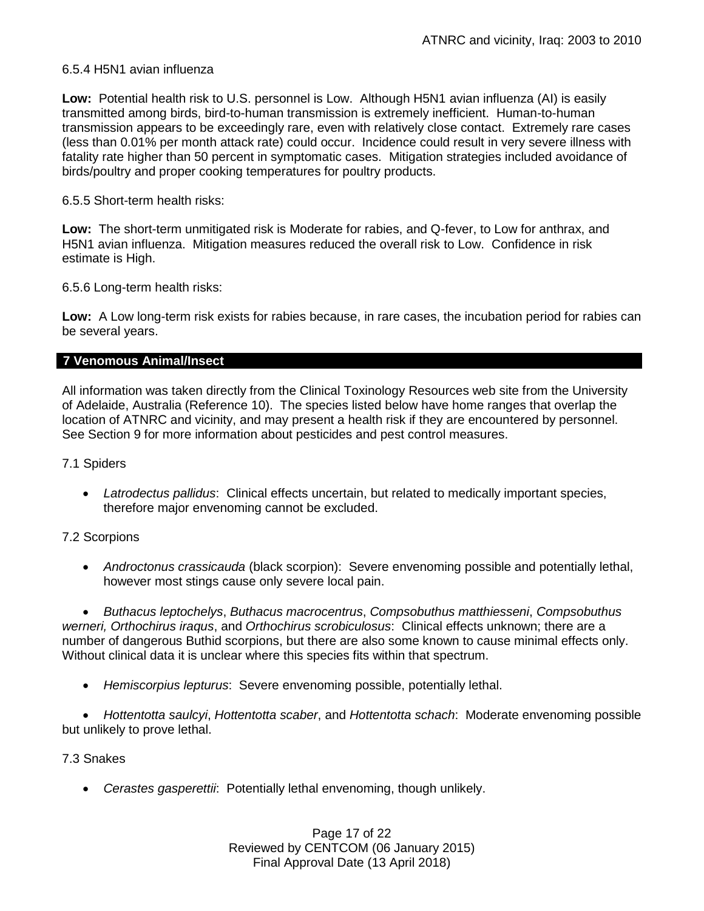6.5.4 H5N1 avian influenza

**Low:** Potential health risk to U.S. personnel is Low. Although H5N1 avian influenza (AI) is easily transmitted among birds, bird-to-human transmission is extremely inefficient. Human-to-human transmission appears to be exceedingly rare, even with relatively close contact. Extremely rare cases (less than 0.01% per month attack rate) could occur. Incidence could result in very severe illness with fatality rate higher than 50 percent in symptomatic cases. Mitigation strategies included avoidance of birds/poultry and proper cooking temperatures for poultry products.

6.5.5 Short-term health risks:

**Low:** The short-term unmitigated risk is Moderate for rabies, and Q-fever, to Low for anthrax, and H5N1 avian influenza. Mitigation measures reduced the overall risk to Low. Confidence in risk estimate is High.

6.5.6 Long-term health risks:

**Low:** A Low long-term risk exists for rabies because, in rare cases, the incubation period for rabies can be several years.

## 7 Venomous Animal/Insect

All information was taken directly from the Clinical Toxinology Resources web site from the University of Adelaide, Australia (Reference 10). The species listed below have home ranges that overlap the location of ATNRC and vicinity, and may present a health risk if they are encountered by personnel. See Section 9 for more information about pesticides and pest control measures.

7.1 Spiders

- *Latrodectus pallidus*: Clinical effects uncertain, but related to medically important species, therefore major envenoming cannot be excluded.

7.2 Scorpions

- *Androctonus crassicauda* (black scorpion): Severe envenoming possible and potentially lethal, however most stings cause only severe local pain.
- *Buthacus leptochelys*, *Buthacus macrocentrus*, *Compsobuthus matthiesseni*, *Compsobuthus werneri, Orthochirus iraqus*, and *Orthochirus scrobiculosus*: Clinical effects unknown; there are a number of dangerous Buthid scorpions, but there are also some known to cause minimal effects only. Without clinical data it is unclear where this species fits within that spectrum.
- *Hemiscorpius lepturus*: Severe envenoming possible, potentially lethal.
- *Hottentotta saulcyi*, *Hottentotta scaber*, and *Hottentotta schach*: Moderate envenoming possible but unlikely to prove lethal.

7.3 Snakes

- *Cerastes gasperettii*: Potentially lethal envenoming, though unlikely.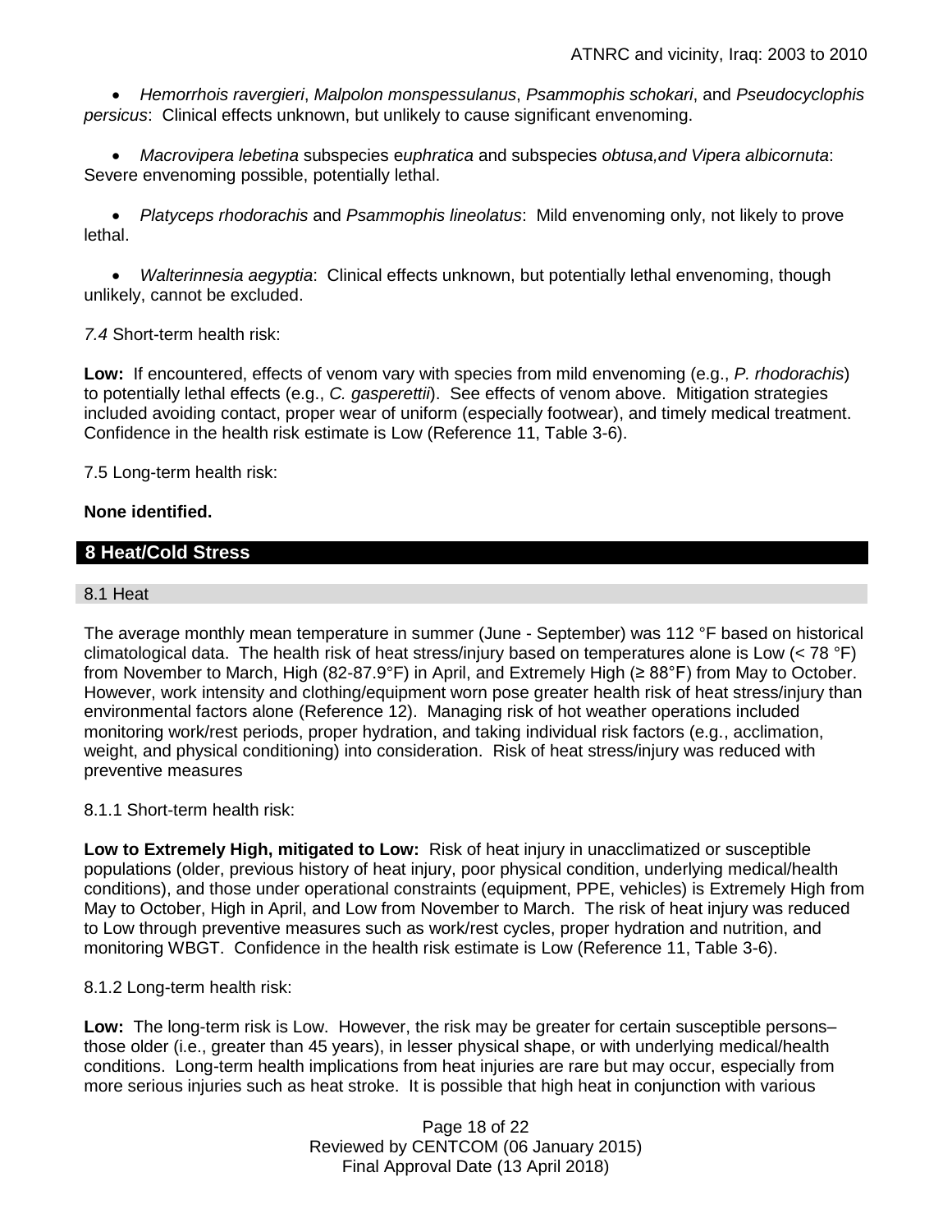- *Hemorrhois ravergieri*, *Malpolon monspessulanus*, *Psammophis schokari*, and *Pseudocyclophis persicus*: Clinical effects unknown, but unlikely to cause significant envenoming.

- *Macrovipera lebetina* subspecies e*uphratica* and subspecies *obtusa,and Vipera albicornuta*: Severe envenoming possible, potentially lethal.

- *Platyceps rhodorachis* and *Psammophis lineolatus*: Mild envenoming only, not likely to prove lethal.

- *Walterinnesia aegyptia*: Clinical effects unknown, but potentially lethal envenoming, though unlikely, cannot be excluded.

*7.4* Short-term health risk:

**Low:** If encountered, effects of venom vary with species from mild envenoming (e.g., *P. rhodorachis*) to potentially lethal effects (e.g., *C. gasperettii*). See effects of venom above. Mitigation strategies included avoiding contact, proper wear of uniform (especially footwear), and timely medical treatment. Confidence in the health risk estimate is Low (Reference 11, Table 3-6).

7.5 Long-term health risk:

**None identified.**

## 8 Heat/Cold Stress

### 8.1 Heat

The average monthly mean temperature in summer (June - September) was 112 °F based on historical climatological data. The health risk of heat stress/injury based on temperatures alone is Low (< 78 °F) from November to March, High (82-87.9°F) in April, and Extremely High (≥ 88°F) from May to October. However, work intensity and clothing/equipment worn pose greater health risk of heat stress/injury than environmental factors alone (Reference 12). Managing risk of hot weather operations included monitoring work/rest periods, proper hydration, and taking individual risk factors (e.g., acclimation, weight, and physical conditioning) into consideration. Risk of heat stress/injury was reduced with preventive measures

8.1.1 Short-term health risk:

**Low to Extremely High, mitigated to Low:** Risk of heat injury in unacclimatized or susceptible populations (older, previous history of heat injury, poor physical condition, underlying medical/health conditions), and those under operational constraints (equipment, PPE, vehicles) is Extremely High from May to October, High in April, and Low from November to March. The risk of heat injury was reduced to Low through preventive measures such as work/rest cycles, proper hydration and nutrition, and monitoring WBGT. Confidence in the health risk estimate is Low (Reference 11, Table 3-6).

8.1.2 Long-term health risk:

**Low:** The long-term risk is Low. However, the risk may be greater for certain susceptible persons– those older (i.e., greater than 45 years), in lesser physical shape, or with underlying medical/health conditions. Long-term health implications from heat injuries are rare but may occur, especially from more serious injuries such as heat stroke. It is possible that high heat in conjunction with various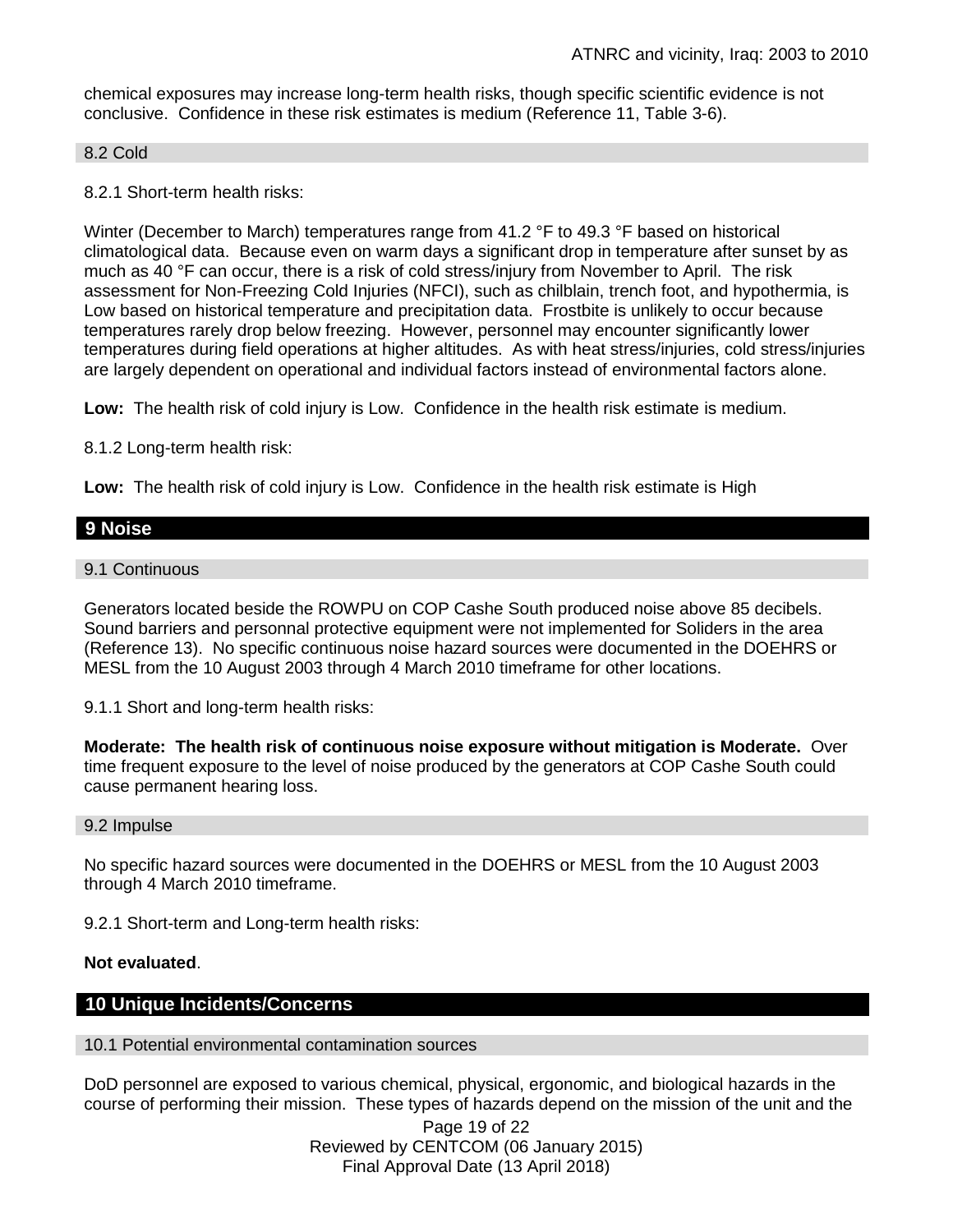chemical exposures may increase long-term health risks, though specific scientific evidence is not conclusive. Confidence in these risk estimates is medium (Reference 11, Table 3-6).

### 8.2 Cold

8.2.1 Short-term health risks:

Winter (December to March) temperatures range from 41.2 °F to 49.3 °F based on historical climatological data. Because even on warm days a significant drop in temperature after sunset by as much as 40 °F can occur, there is a risk of cold stress/injury from November to April. The risk assessment for Non-Freezing Cold Injuries (NFCI), such as chilblain, trench foot, and hypothermia, is Low based on historical temperature and precipitation data. Frostbite is unlikely to occur because temperatures rarely drop below freezing. However, personnel may encounter significantly lower temperatures during field operations at higher altitudes. As with heat stress/injuries, cold stress/injuries are largely dependent on operational and individual factors instead of environmental factors alone.

**Low:** The health risk of cold injury is Low. Confidence in the health risk estimate is medium.

8.1.2 Long-term health risk:

**Low:** The health risk of cold injury is Low. Confidence in the health risk estimate is High

## 9 Noise

### 9.1 Continuous

Generators located beside the ROWPU on COP Cashe South produced noise above 85 decibels. Sound barriers and personnal protective equipment were not implemented for Soliders in the area (Reference 13). No specific continuous noise hazard sources were documented in the DOEHRS or MESL from the 10 August 2003 through 4 March 2010 timeframe for other locations.

9.1.1 Short and long-term health risks:

**Moderate: The health risk of continuous noise exposure without mitigation is Moderate.** Over time frequent exposure to the level of noise produced by the generators at COP Cashe South could cause permanent hearing loss.

### 9.2 Impulse

No specific hazard sources were documented in the DOEHRS or MESL from the 10 August 2003 through 4 March 2010 timeframe.

9.2.1 Short-term and Long-term health risks:

**Not evaluated**.

## 10 Unique Incidents/Concerns

### 10.1 Potential environmental contamination sources

DoD personnel are exposed to various chemical, physical, ergonomic, and biological hazards in the course of performing their mission. These types of hazards depend on the mission of the unit and the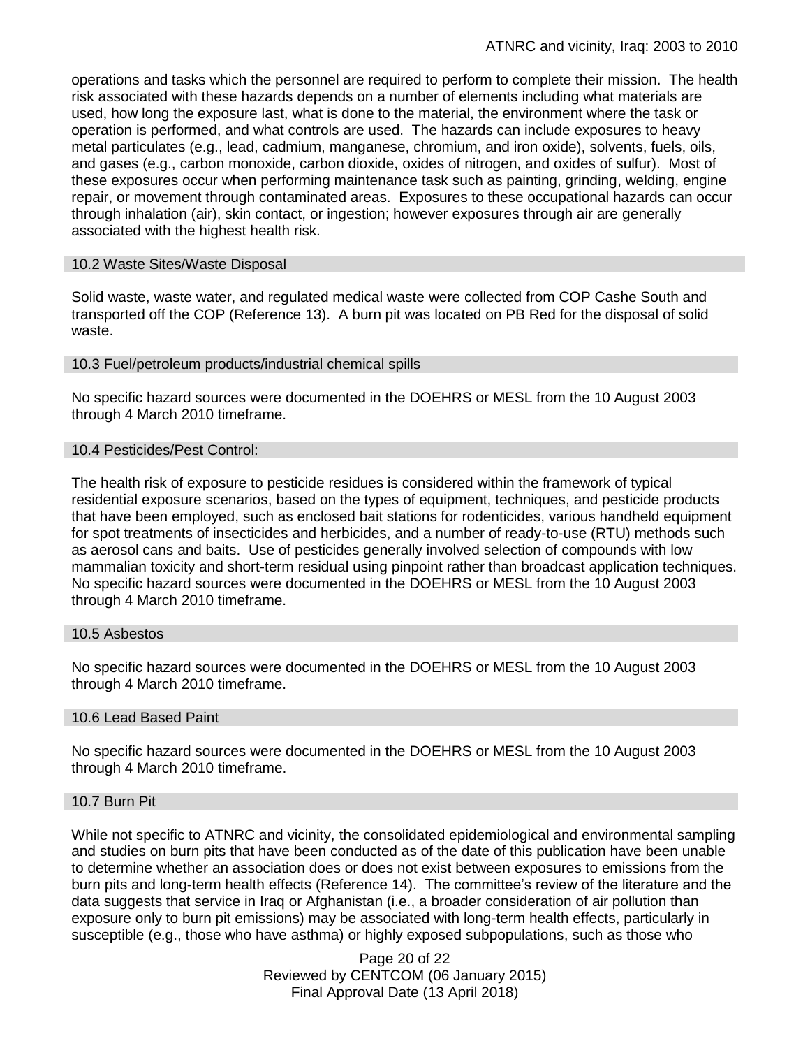operations and tasks which the personnel are required to perform to complete their mission. The health risk associated with these hazards depends on a number of elements including what materials are used, how long the exposure last, what is done to the material, the environment where the task or operation is performed, and what controls are used. The hazards can include exposures to heavy metal particulates (e.g., lead, cadmium, manganese, chromium, and iron oxide), solvents, fuels, oils, and gases (e.g., carbon monoxide, carbon dioxide, oxides of nitrogen, and oxides of sulfur). Most of these exposures occur when performing maintenance task such as painting, grinding, welding, engine repair, or movement through contaminated areas. Exposures to these occupational hazards can occur through inhalation (air), skin contact, or ingestion; however exposures through air are generally associated with the highest health risk.

### 10.2 Waste Sites/Waste Disposal

Solid waste, waste water, and regulated medical waste were collected from COP Cashe South and transported off the COP (Reference 13). A burn pit was located on PB Red for the disposal of solid waste.

### 10.3 Fuel/petroleum products/industrial chemical spills

No specific hazard sources were documented in the DOEHRS or MESL from the 10 August 2003 through 4 March 2010 timeframe.

### 10.4 Pesticides/Pest Control:

The health risk of exposure to pesticide residues is considered within the framework of typical residential exposure scenarios, based on the types of equipment, techniques, and pesticide products that have been employed, such as enclosed bait stations for rodenticides, various handheld equipment for spot treatments of insecticides and herbicides, and a number of ready-to-use (RTU) methods such as aerosol cans and baits. Use of pesticides generally involved selection of compounds with low mammalian toxicity and short-term residual using pinpoint rather than broadcast application techniques. No specific hazard sources were documented in the DOEHRS or MESL from the 10 August 2003 through 4 March 2010 timeframe.

### 10.5 Asbestos

No specific hazard sources were documented in the DOEHRS or MESL from the 10 August 2003 through 4 March 2010 timeframe.

### 10.6 Lead Based Paint

No specific hazard sources were documented in the DOEHRS or MESL from the 10 August 2003 through 4 March 2010 timeframe.

### 10.7 Burn Pit

While not specific to ATNRC and vicinity, the consolidated epidemiological and environmental sampling and studies on burn pits that have been conducted as of the date of this publication have been unable to determine whether an association does or does not exist between exposures to emissions from the burn pits and long-term health effects (Reference 14). The committee's review of the literature and the data suggests that service in Iraq or Afghanistan (i.e., a broader consideration of air pollution than exposure only to burn pit emissions) may be associated with long-term health effects, particularly in susceptible (e.g., those who have asthma) or highly exposed subpopulations, such as those who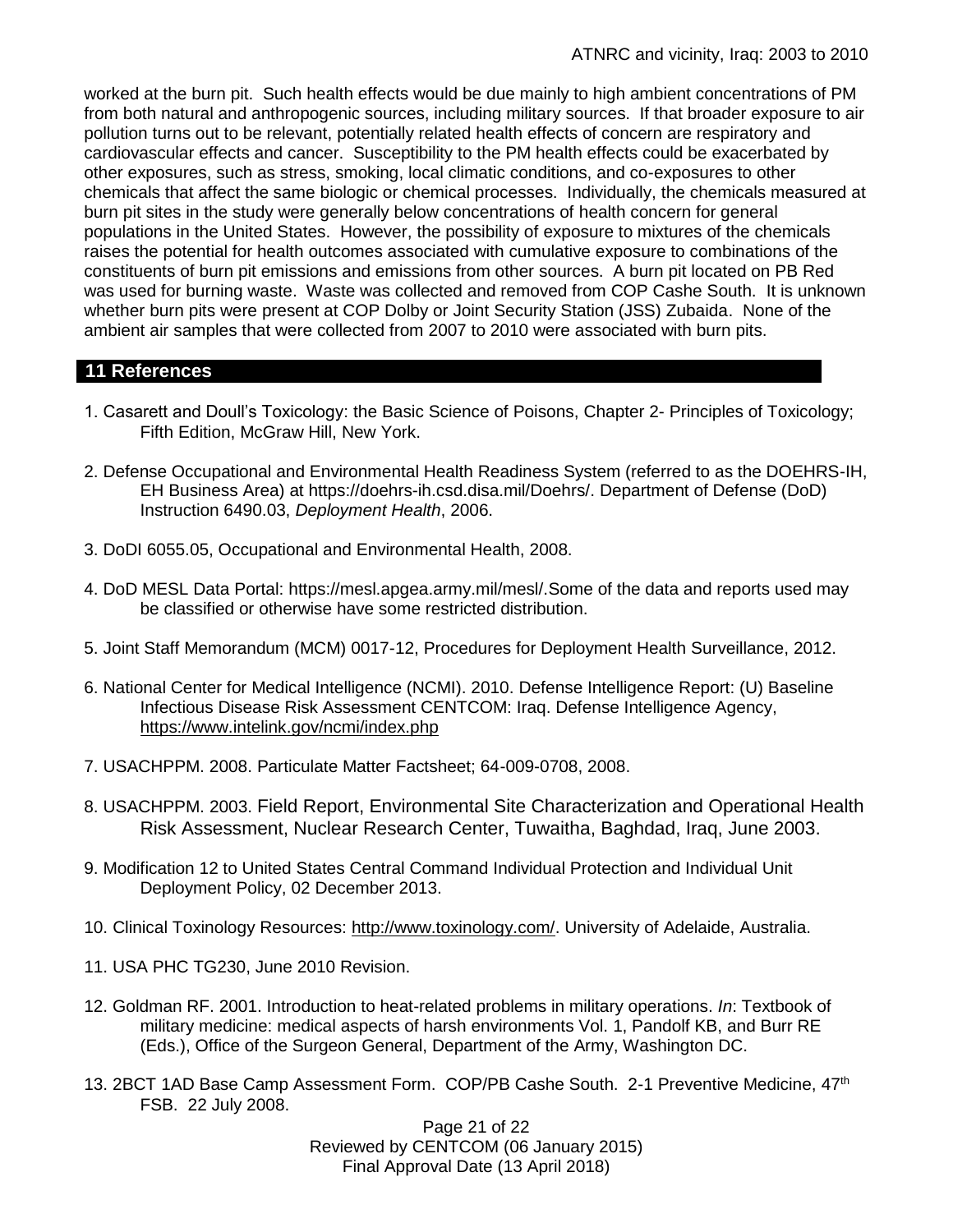worked at the burn pit. Such health effects would be due mainly to high ambient concentrations of PM from both natural and anthropogenic sources, including military sources. If that broader exposure to air pollution turns out to be relevant, potentially related health effects of concern are respiratory and cardiovascular effects and cancer. Susceptibility to the PM health effects could be exacerbated by other exposures, such as stress, smoking, local climatic conditions, and co-exposures to other chemicals that affect the same biologic or chemical processes. Individually, the chemicals measured at burn pit sites in the study were generally below concentrations of health concern for general populations in the United States. However, the possibility of exposure to mixtures of the chemicals raises the potential for health outcomes associated with cumulative exposure to combinations of the constituents of burn pit emissions and emissions from other sources. A burn pit located on PB Red was used for burning waste. Waste was collected and removed from COP Cashe South. It is unknown whether burn pits were present at COP Dolby or Joint Security Station (JSS) Zubaida. None of the ambient air samples that were collected from 2007 to 2010 were associated with burn pits.

## 11 References

1. Casarett and Doull's Toxicology: the Basic Science of Poisons, Chapter 2- Principles of Toxicology; Fifth Edition, McGraw Hill, New York.

2. Defense Occupational and Environmental Health Readiness System (referred to as the DOEHRS-IH, EH Business Area) at https://doehrs-ih.csd.disa.mil/Doehrs/. Department of Defense (DoD) Instruction 6490.03, *Deployment Health*, 2006.

3. DoDI 6055.05, Occupational and Environmental Health, 2008.

4. DoD MESL Data Portal: https://mesl.apgea.army.mil/mesl/.Some of the data and reports used may be classified or otherwise have some restricted distribution.

5. Joint Staff Memorandum (MCM) 0017-12, Procedures for Deployment Health Surveillance, 2012.

6. National Center for Medical Intelligence (NCMI). 2010. Defense Intelligence Report: (U) Baseline Infectious Disease Risk Assessment CENTCOM: Iraq. Defense Intelligence Agency, https://www.intelink.gov/ncmi/index.php

7. USACHPPM. 2008. Particulate Matter Factsheet; 64-009-0708, 2008.

8. USACHPPM. 2003. Field Report, Environmental Site Characterization and Operational Health Risk Assessment, Nuclear Research Center, Tuwaitha, Baghdad, Iraq, June 2003.

9. Modification 12 to United States Central Command Individual Protection and Individual Unit Deployment Policy, 02 December 2013.

10. Clinical Toxinology Resources: http://www.toxinology.com/. University of Adelaide, Australia.

11. USA PHC TG230, June 2010 Revision.

12. Goldman RF. 2001. Introduction to heat-related problems in military operations. *In*: Textbook of military medicine: medical aspects of harsh environments Vol. 1, Pandolf KB, and Burr RE (Eds.), Office of the Surgeon General, Department of the Army, Washington DC.

13. 2BCT 1AD Base Camp Assessment Form. COP/PB Cashe South. 2-1 Preventive Medicine, 47th FSB. 22 July 2008.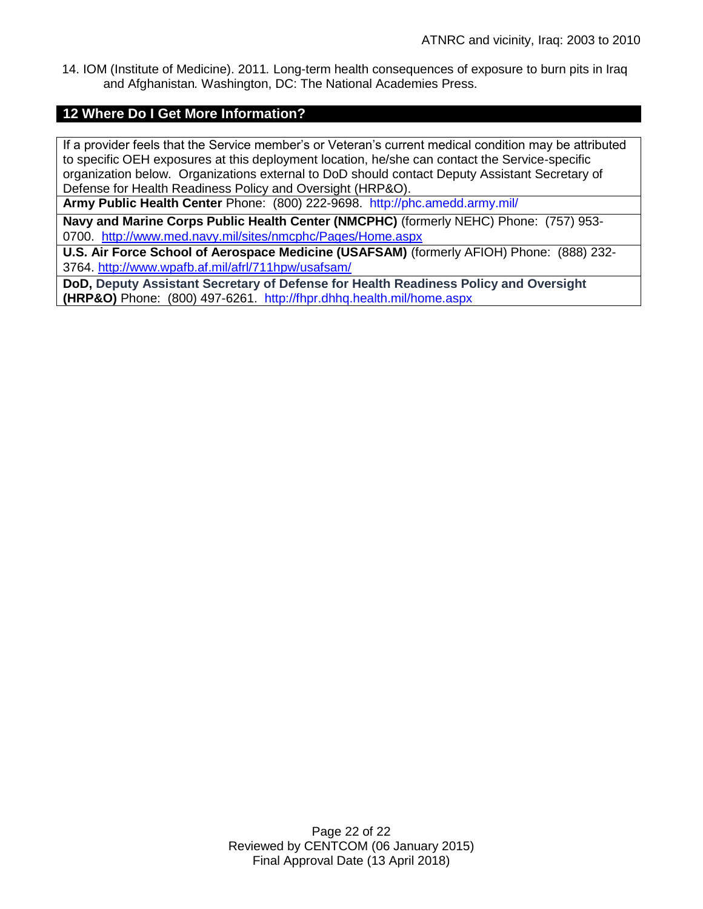14. IOM (Institute of Medicine). 2011*.* Long-term health consequences of exposure to burn pits in Iraq and Afghanistan*.* Washington, DC: The National Academies Press.

## 12 Where Do I Get More Information?

| |
|---|
| If a provider feels that the Service member's or Veteran's current medical condition may be attributed to specific OEH exposures at this deployment location, he/she can contact the Service-specific organization below. Organizations external to DoD should contact Deputy Assistant Secretary of Defense for Health Readiness Policy and Oversight (HRP&O). |
| **Army Public Health Center** Phone: (800) 222-9698. http://phc.amedd.army.mil/ |
| **Navy and Marine Corps Public Health Center (NMCPHC)** (formerly NEHC) Phone: (757) 953-0700. http://www.med.navy.mil/sites/nmcphc/Pages/Home.aspx |
| **U.S. Air Force School of Aerospace Medicine (USAFSAM)** (formerly AFIOH) Phone: (888) 232-3764. http://www.wpafb.af.mil/afrl/711hpw/usafsam/ |
| **DoD, Deputy Assistant Secretary of Defense for Health Readiness Policy and Oversight (HRP&O)** Phone: (800) 497-6261. http://fhpr.dhhq.health.mil/home.aspx |

Reviewed by CENTCOM (06 January 2015)
Final Approval Date (13 April 2018)